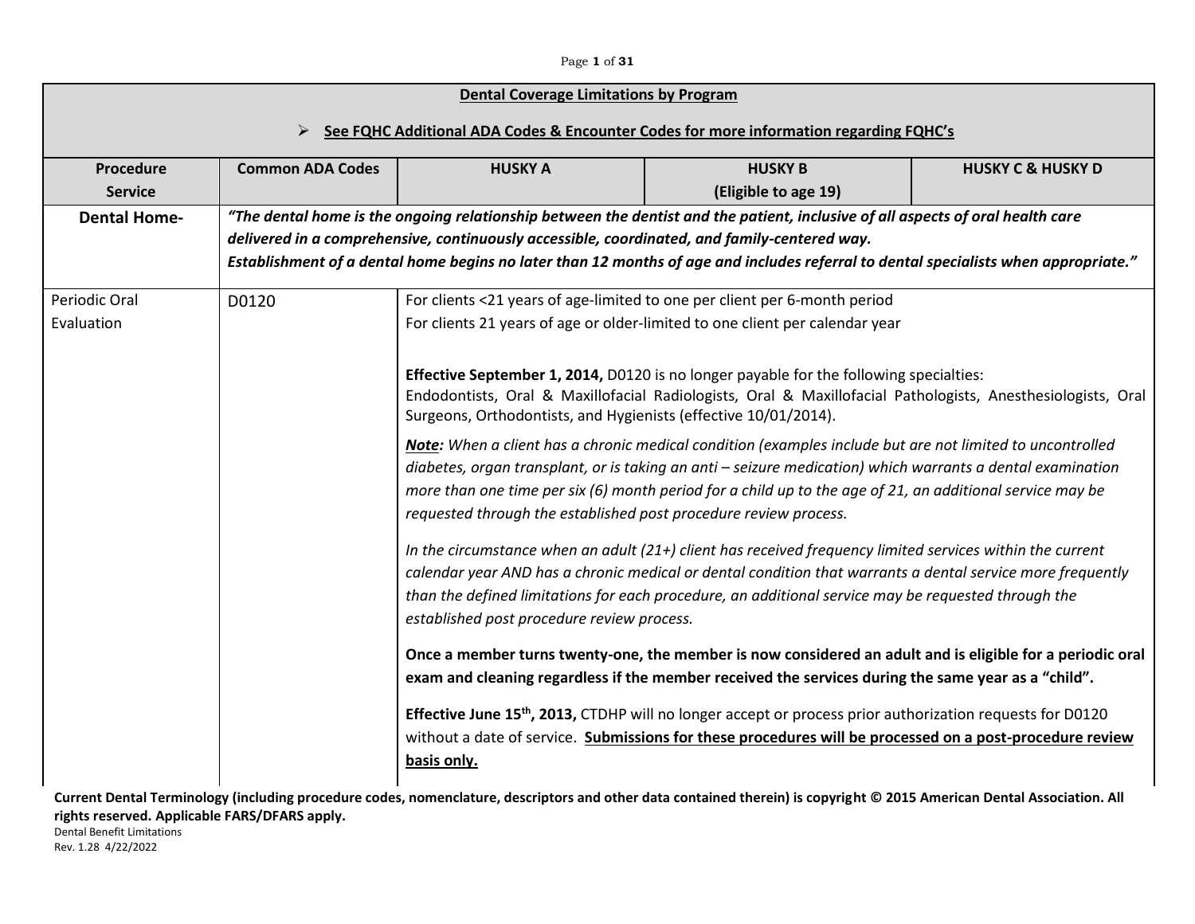| Dental Coverage Limitations by Program | | | | |
|---|---|---|---|---|
| ➢ **See FQHC Additional ADA Codes & Encounter Codes for more information regarding FQHC's** | | | | |
| **Procedure Service** | **Common ADA Codes** | **HUSKY A** | **HUSKY B (Eligible to age 19)** | **HUSKY C & HUSKY D** |
| **Dental Home-** | ***"The dental home is the ongoing relationship between the dentist and the patient, inclusive of all aspects of oral health care delivered in a comprehensive, continuously accessible, coordinated, and family-centered way. Establishment of a dental home begins no later than 12 months of age and includes referral to dental specialists when appropriate."*** | | | |
| Periodic Oral Evaluation | D0120 | For clients <21 years of age-limited to one per client per 6-month period<br>For clients 21 years of age or older-limited to one client per calendar year<br><br>**Effective September 1, 2014,** D0120 is no longer payable for the following specialties: Endodontists, Oral & Maxillofacial Radiologists, Oral & Maxillofacial Pathologists, Anesthesiologists, Oral Surgeons, Orthodontists, and Hygienists (effective 10/01/2014).<br><br>***Note:*** *When a client has a chronic medical condition (examples include but are not limited to uncontrolled diabetes, organ transplant, or is taking an anti – seizure medication) which warrants a dental examination more than one time per six (6) month period for a child up to the age of 21, an additional service may be requested through the established post procedure review process.*<br><br>*In the circumstance when an adult (21+) client has received frequency limited services within the current calendar year AND has a chronic medical or dental condition that warrants a dental service more frequently than the defined limitations for each procedure, an additional service may be requested through the established post procedure review process.*<br><br>**Once a member turns twenty-one, the member is now considered an adult and is eligible for a periodic oral exam and cleaning regardless if the member received the services during the same year as a "child".**<br><br>**Effective June 15th, 2013,** CTDHP will no longer accept or process prior authorization requests for D0120 without a date of service. **Submissions for these procedures will be processed on a post-procedure review basis only.** | | |

**Current Dental Terminology (including procedure codes, nomenclature, descriptors and other data contained therein) is copyright © 2015 American Dental Association. All rights reserved. Applicable FARS/DFARS apply.**

Dental Benefit Limitations
Rev. 1.28 4/22/2022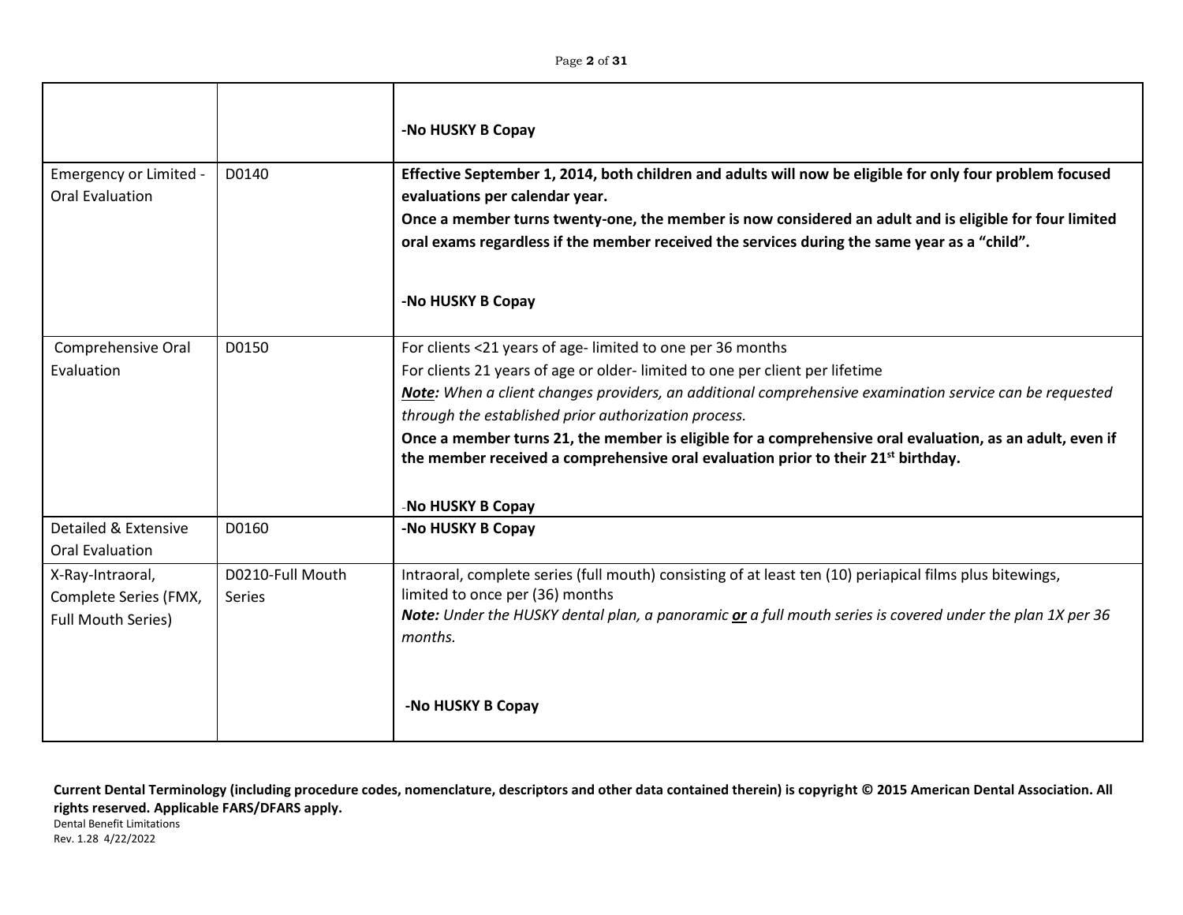| | | |
|---|---|---|
| | | **-No HUSKY B Copay** |
| Emergency or Limited - Oral Evaluation | D0140 | **Effective September 1, 2014, both children and adults will now be eligible for only four problem focused evaluations per calendar year.**<br>**Once a member turns twenty-one, the member is now considered an adult and is eligible for four limited oral exams regardless if the member received the services during the same year as a "child".**<br><br>**-No HUSKY B Copay** |
| Comprehensive Oral Evaluation | D0150 | For clients <21 years of age- limited to one per 36 months<br>For clients 21 years of age or older- limited to one per client per lifetime<br>***Note:*** *When a client changes providers, an additional comprehensive examination service can be requested through the established prior authorization process.*<br>**Once a member turns 21, the member is eligible for a comprehensive oral evaluation, as an adult, even if the member received a comprehensive oral evaluation prior to their 21st birthday.**<br><br>-**No HUSKY B Copay** |
| Detailed & Extensive Oral Evaluation | D0160 | **-No HUSKY B Copay** |
| X-Ray-Intraoral, Complete Series (FMX, Full Mouth Series) | D0210-Full Mouth Series | Intraoral, complete series (full mouth) consisting of at least ten (10) periapical films plus bitewings, limited to once per (36) months<br>***Note:*** *Under the HUSKY dental plan, a panoramic* ***or*** *a full mouth series is covered under the plan 1X per 36 months.*<br><br>**-No HUSKY B Copay** |

**Current Dental Terminology (including procedure codes, nomenclature, descriptors and other data contained therein) is copyright © 2015 American Dental Association. All rights reserved. Applicable FARS/DFARS apply.**

Dental Benefit Limitations
Rev. 1.28 4/22/2022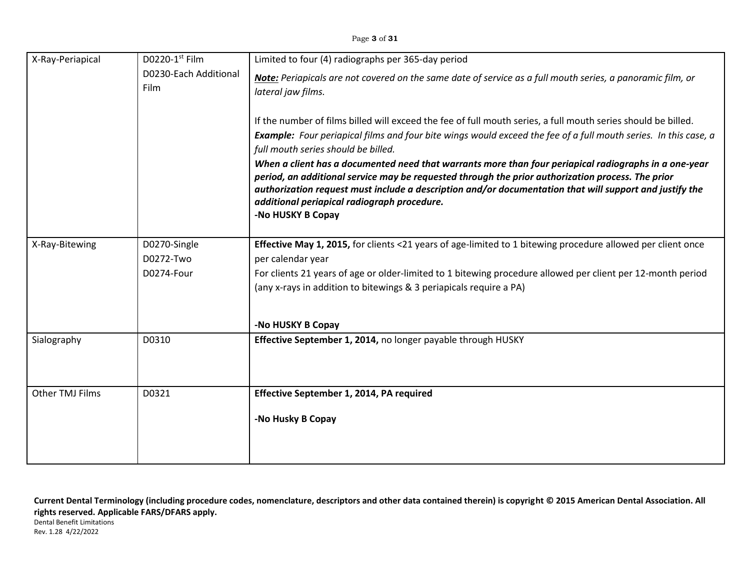| X-Ray-Periapical | D0220-1st Film<br>D0230-Each Additional Film | Limited to four (4) radiographs per 365-day period<br>***Note:*** *Periapicals are not covered on the same date of service as a full mouth series, a panoramic film, or lateral jaw films.*<br><br>If the number of films billed will exceed the fee of full mouth series, a full mouth series should be billed.<br>***Example:*** *Four periapical films and four bite wings would exceed the fee of a full mouth series. In this case, a full mouth series should be billed.*<br>***When a client has a documented need that warrants more than four periapical radiographs in a one-year period, an additional service may be requested through the prior authorization process. The prior authorization request must include a description and/or documentation that will support and justify the additional periapical radiograph procedure.***<br>**-No HUSKY B Copay** |
|---|---|---|
| X-Ray-Bitewing | D0270-Single<br>D0272-Two<br>D0274-Four | **Effective May 1, 2015,** for clients <21 years of age-limited to 1 bitewing procedure allowed per client once per calendar year<br>For clients 21 years of age or older-limited to 1 bitewing procedure allowed per client per 12-month period (any x-rays in addition to bitewings & 3 periapicals require a PA)<br><br>**-No HUSKY B Copay** |
| Sialography | D0310 | **Effective September 1, 2014,** no longer payable through HUSKY |
| Other TMJ Films | D0321 | **Effective September 1, 2014, PA required**<br><br>**-No Husky B Copay** |

**Current Dental Terminology (including procedure codes, nomenclature, descriptors and other data contained therein) is copyright © 2015 American Dental Association. All rights reserved. Applicable FARS/DFARS apply.**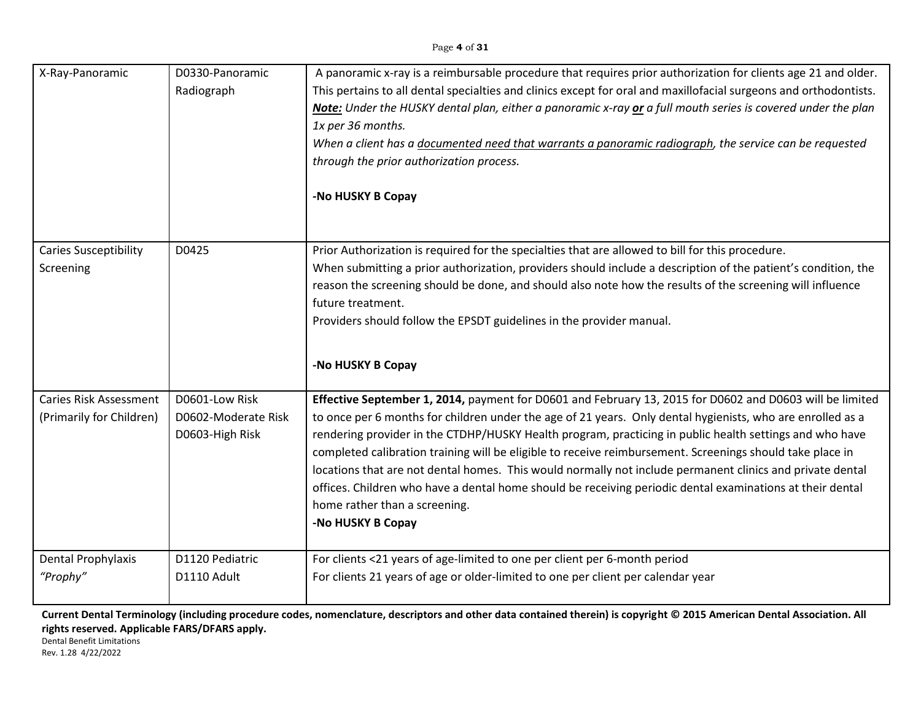| | | |
|---|---|---|
| X-Ray-Panoramic | D0330-Panoramic Radiograph | A panoramic x-ray is a reimbursable procedure that requires prior authorization for clients age 21 and older. This pertains to all dental specialties and clinics except for oral and maxillofacial surgeons and orthodontists.<br>***Note:*** *Under the HUSKY dental plan, either a panoramic x-ray* ***or*** *a full mouth series is covered under the plan 1x per 36 months.*<br>*When a client has a documented need that warrants a panoramic radiograph, the service can be requested through the prior authorization process.*<br><br>**-No HUSKY B Copay** |
| Caries Susceptibility Screening | D0425 | Prior Authorization is required for the specialties that are allowed to bill for this procedure.<br>When submitting a prior authorization, providers should include a description of the patient's condition, the reason the screening should be done, and should also note how the results of the screening will influence future treatment.<br>Providers should follow the EPSDT guidelines in the provider manual.<br><br>**-No HUSKY B Copay** |
| Caries Risk Assessment (Primarily for Children) | D0601-Low Risk<br>D0602-Moderate Risk<br>D0603-High Risk | **Effective September 1, 2014,** payment for D0601 and February 13, 2015 for D0602 and D0603 will be limited to once per 6 months for children under the age of 21 years. Only dental hygienists, who are enrolled as a rendering provider in the CTDHP/HUSKY Health program, practicing in public health settings and who have completed calibration training will be eligible to receive reimbursement. Screenings should take place in locations that are not dental homes. This would normally not include permanent clinics and private dental offices. Children who have a dental home should be receiving periodic dental examinations at their dental home rather than a screening.<br>**-No HUSKY B Copay** |
| Dental Prophylaxis *"Prophy"* | D1120 Pediatric<br>D1110 Adult | For clients <21 years of age-limited to one per client per 6-month period<br>For clients 21 years of age or older-limited to one per client per calendar year |

**Current Dental Terminology (including procedure codes, nomenclature, descriptors and other data contained therein) is copyright © 2015 American Dental Association. All rights reserved. Applicable FARS/DFARS apply.**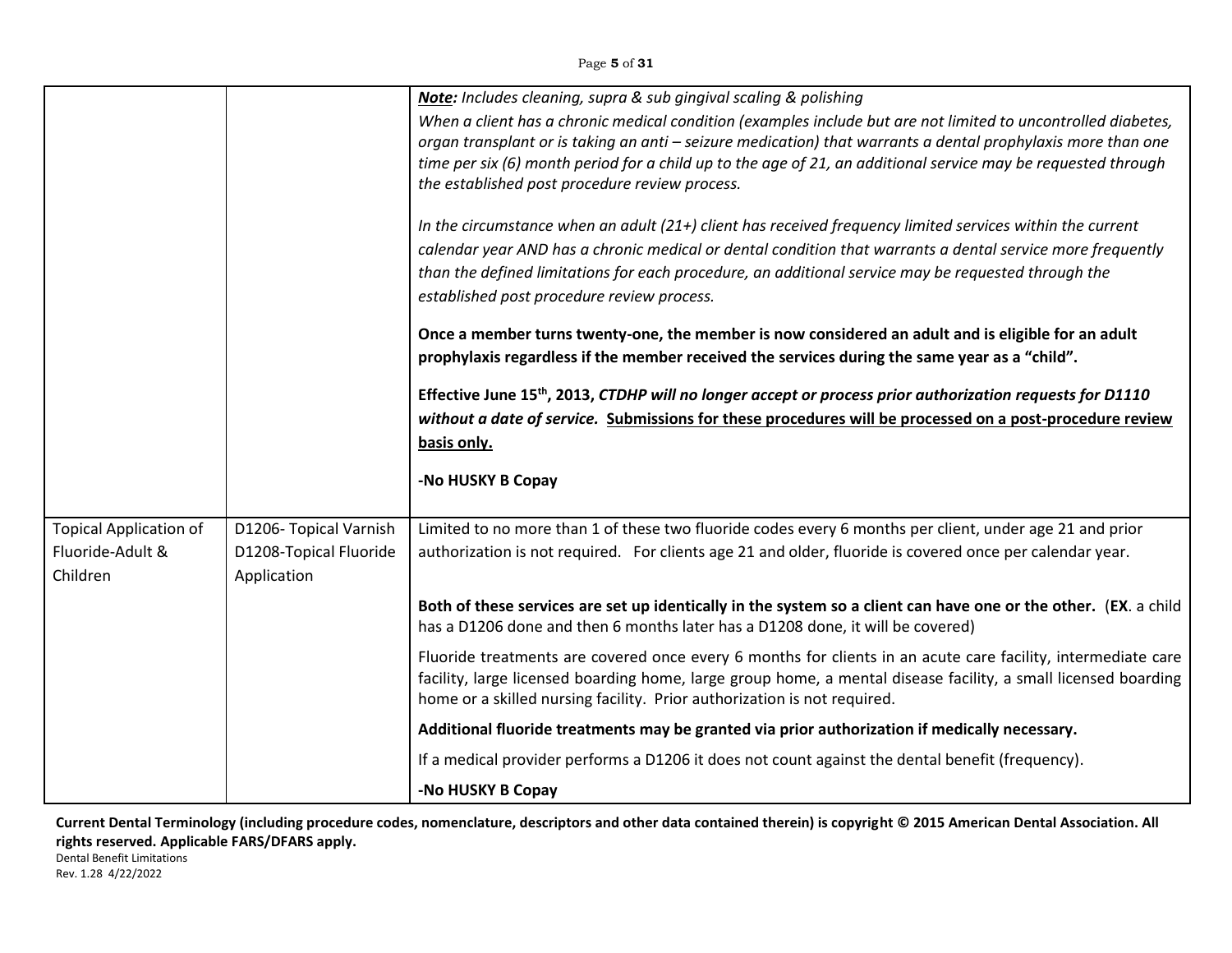| | | |
|---|---|---|
| | | ***Note:*** *Includes cleaning, supra & sub gingival scaling & polishing*<br>*When a client has a chronic medical condition (examples include but are not limited to uncontrolled diabetes, organ transplant or is taking an anti – seizure medication) that warrants a dental prophylaxis more than one time per six (6) month period for a child up to the age of 21, an additional service may be requested through the established post procedure review process.*<br><br>*In the circumstance when an adult (21+) client has received frequency limited services within the current calendar year AND has a chronic medical or dental condition that warrants a dental service more frequently than the defined limitations for each procedure, an additional service may be requested through the established post procedure review process.*<br><br>**Once a member turns twenty-one, the member is now considered an adult and is eligible for an adult prophylaxis regardless if the member received the services during the same year as a "child".**<br><br>**Effective June 15th, 2013, *CTDHP will no longer accept or process prior authorization requests for D1110 without a date of service.* Submissions for these procedures will be processed on a post-procedure review basis only.**<br><br>**-No HUSKY B Copay** |
| Topical Application of Fluoride-Adult & Children | D1206- Topical Varnish<br>D1208-Topical Fluoride Application | Limited to no more than 1 of these two fluoride codes every 6 months per client, under age 21 and prior authorization is not required. For clients age 21 and older, fluoride is covered once per calendar year.<br><br>**Both of these services are set up identically in the system so a client can have one or the other.** (**EX**. a child has a D1206 done and then 6 months later has a D1208 done, it will be covered)<br><br>Fluoride treatments are covered once every 6 months for clients in an acute care facility, intermediate care facility, large licensed boarding home, large group home, a mental disease facility, a small licensed boarding home or a skilled nursing facility. Prior authorization is not required.<br><br>**Additional fluoride treatments may be granted via prior authorization if medically necessary.**<br><br>If a medical provider performs a D1206 it does not count against the dental benefit (frequency).<br><br>**-No HUSKY B Copay** |

**Current Dental Terminology (including procedure codes, nomenclature, descriptors and other data contained therein) is copyright © 2015 American Dental Association. All rights reserved. Applicable FARS/DFARS apply.**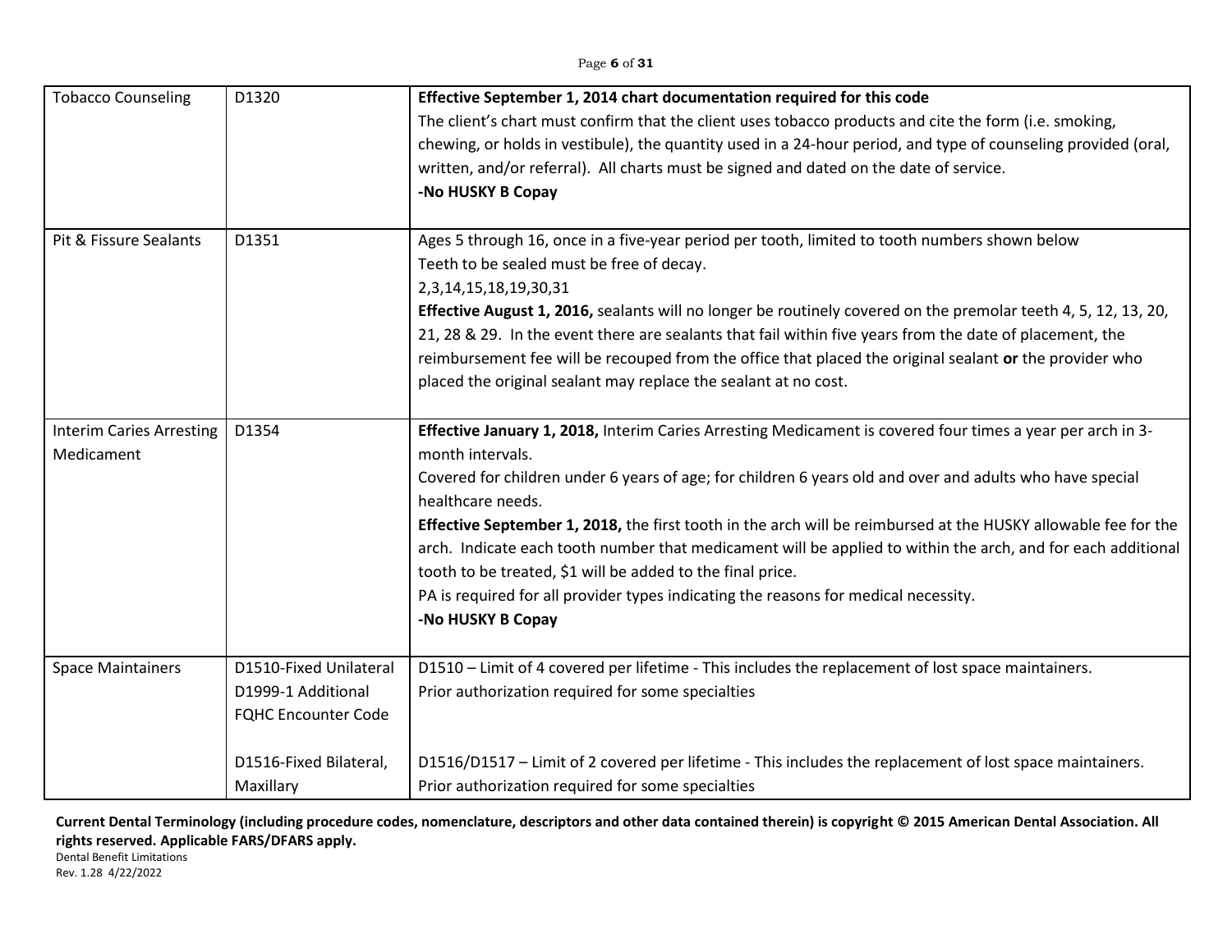| | | |
|---|---|---|
| Tobacco Counseling | D1320 | **Effective September 1, 2014 chart documentation required for this code**<br>The client's chart must confirm that the client uses tobacco products and cite the form (i.e. smoking, chewing, or holds in vestibule), the quantity used in a 24-hour period, and type of counseling provided (oral, written, and/or referral). All charts must be signed and dated on the date of service.<br>**-No HUSKY B Copay** |
| Pit & Fissure Sealants | D1351 | Ages 5 through 16, once in a five-year period per tooth, limited to tooth numbers shown below<br>Teeth to be sealed must be free of decay.<br>2,3,14,15,18,19,30,31<br>**Effective August 1, 2016,** sealants will no longer be routinely covered on the premolar teeth 4, 5, 12, 13, 20, 21, 28 & 29. In the event there are sealants that fail within five years from the date of placement, the reimbursement fee will be recouped from the office that placed the original sealant **or** the provider who placed the original sealant may replace the sealant at no cost. |
| Interim Caries Arresting Medicament | D1354 | **Effective January 1, 2018,** Interim Caries Arresting Medicament is covered four times a year per arch in 3-month intervals.<br>Covered for children under 6 years of age; for children 6 years old and over and adults who have special healthcare needs.<br>**Effective September 1, 2018,** the first tooth in the arch will be reimbursed at the HUSKY allowable fee for the arch. Indicate each tooth number that medicament will be applied to within the arch, and for each additional tooth to be treated, $1 will be added to the final price.<br>PA is required for all provider types indicating the reasons for medical necessity.<br>**-No HUSKY B Copay** |
| Space Maintainers | D1510-Fixed Unilateral<br>D1999-1 Additional FQHC Encounter Code | D1510 – Limit of 4 covered per lifetime - This includes the replacement of lost space maintainers.<br>Prior authorization required for some specialties |
| | D1516-Fixed Bilateral, Maxillary | D1516/D1517 – Limit of 2 covered per lifetime - This includes the replacement of lost space maintainers.<br>Prior authorization required for some specialties |

**Current Dental Terminology (including procedure codes, nomenclature, descriptors and other data contained therein) is copyright © 2015 American Dental Association. All rights reserved. Applicable FARS/DFARS apply.**

Dental Benefit Limitations
Rev. 1.28 4/22/2022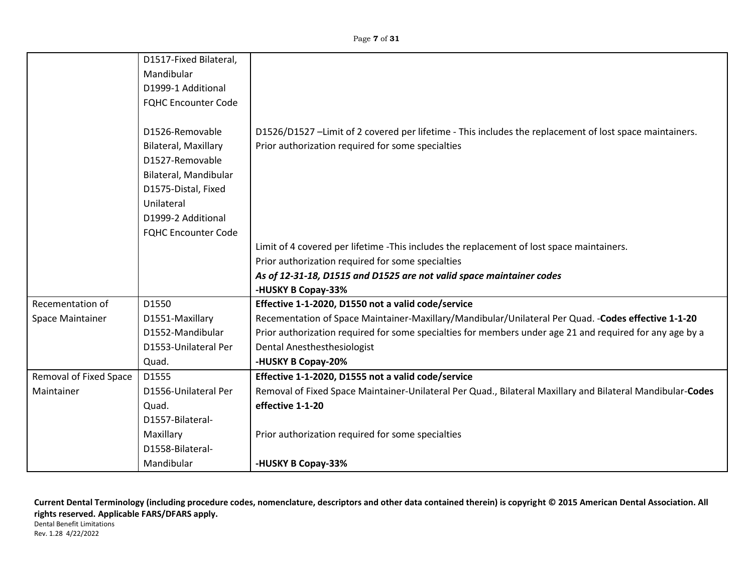| | | |
|---|---|---|
| | D1517-Fixed Bilateral, Mandibular<br>D1999-1 Additional FQHC Encounter Code<br><br>D1526-Removable Bilateral, Maxillary<br>D1527-Removable Bilateral, Mandibular<br>D1575-Distal, Fixed Unilateral<br>D1999-2 Additional FQHC Encounter Code | D1526/D1527 –Limit of 2 covered per lifetime - This includes the replacement of lost space maintainers.<br>Prior authorization required for some specialties<br><br>Limit of 4 covered per lifetime -This includes the replacement of lost space maintainers.<br>Prior authorization required for some specialties<br>***As of 12-31-18, D1515 and D1525 are not valid space maintainer codes***<br>**-HUSKY B Copay-33%** |
| Recementation of Space Maintainer | D1550<br>D1551-Maxillary<br>D1552-Mandibular<br>D1553-Unilateral Per Quad. | **Effective 1-1-2020, D1550 not a valid code/service**<br>Recementation of Space Maintainer-Maxillary/Mandibular/Unilateral Per Quad. -**Codes effective 1-1-20**<br>Prior authorization required for some specialties for members under age 21 and required for any age by a Dental Anesthesthesiologist<br>**-HUSKY B Copay-20%** |
| Removal of Fixed Space Maintainer | D1555<br>D1556-Unilateral Per Quad.<br>D1557-Bilateral-Maxillary<br>D1558-Bilateral-Mandibular | **Effective 1-1-2020, D1555 not a valid code/service**<br>Removal of Fixed Space Maintainer-Unilateral Per Quad., Bilateral Maxillary and Bilateral Mandibular-**Codes effective 1-1-20**<br><br>Prior authorization required for some specialties<br><br>**-HUSKY B Copay-33%** |

**Current Dental Terminology (including procedure codes, nomenclature, descriptors and other data contained therein) is copyright © 2015 American Dental Association. All rights reserved. Applicable FARS/DFARS apply.**

Dental Benefit Limitations
Rev. 1.28 4/22/2022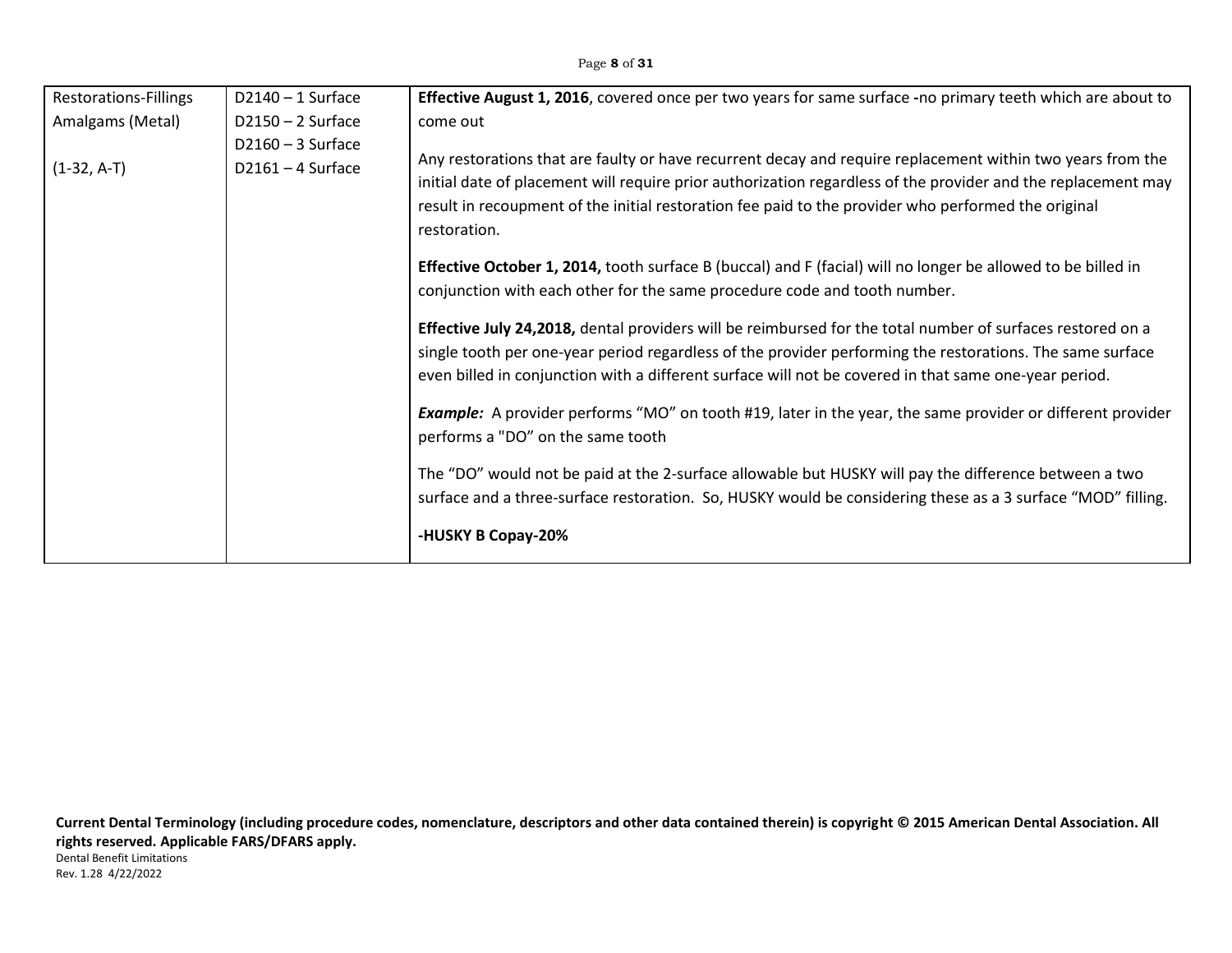| Restorations-Fillings Amalgams (Metal)<br><br>(1-32, A-T) | D2140 – 1 Surface<br>D2150 – 2 Surface<br>D2160 – 3 Surface<br>D2161 – 4 Surface | **Effective August 1, 2016**, covered once per two years for same surface **-**no primary teeth which are about to come out<br><br>Any restorations that are faulty or have recurrent decay and require replacement within two years from the initial date of placement will require prior authorization regardless of the provider and the replacement may result in recoupment of the initial restoration fee paid to the provider who performed the original restoration.<br><br>**Effective October 1, 2014,** tooth surface B (buccal) and F (facial) will no longer be allowed to be billed in conjunction with each other for the same procedure code and tooth number.<br><br>**Effective July 24,2018,** dental providers will be reimbursed for the total number of surfaces restored on a single tooth per one-year period regardless of the provider performing the restorations. The same surface even billed in conjunction with a different surface will not be covered in that same one-year period.<br><br>***Example:*** A provider performs "MO" on tooth #19, later in the year, the same provider or different provider performs a "DO" on the same tooth<br><br>The "DO" would not be paid at the 2-surface allowable but HUSKY will pay the difference between a two surface and a three-surface restoration. So, HUSKY would be considering these as a 3 surface "MOD" filling.<br><br>**-HUSKY B Copay-20%** |
|---|---|---|

**Current Dental Terminology (including procedure codes, nomenclature, descriptors and other data contained therein) is copyright © 2015 American Dental Association. All rights reserved. Applicable FARS/DFARS apply.**
Dental Benefit Limitations
Rev. 1.28 4/22/2022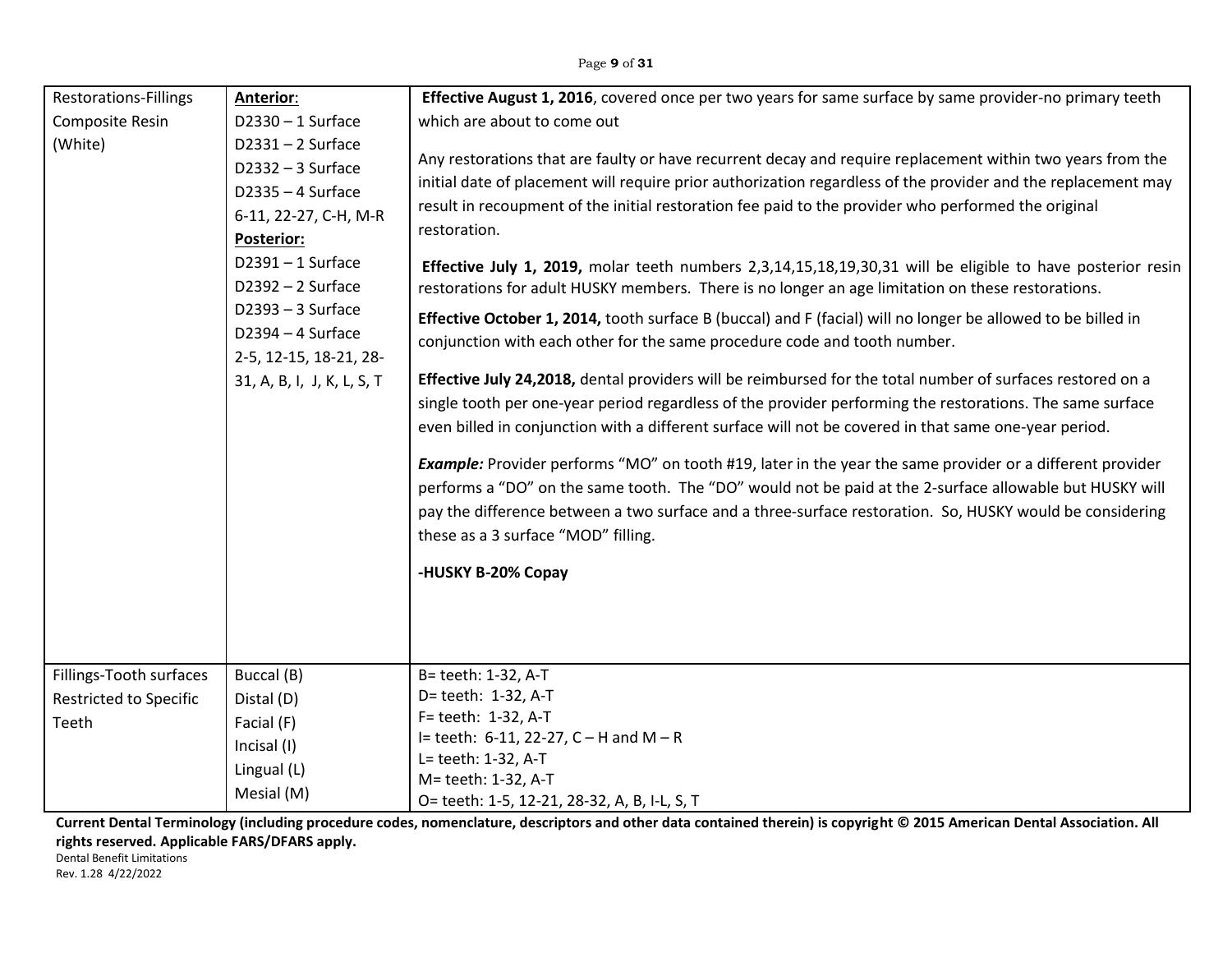| | | |
|---|---|---|
| Restorations-Fillings Composite Resin (White) | **Anterior**:<br>D2330 – 1 Surface<br>D2331 – 2 Surface<br>D2332 – 3 Surface<br>D2335 – 4 Surface<br>6-11, 22-27, C-H, M-R<br>**Posterior:**<br>D2391 – 1 Surface<br>D2392 – 2 Surface<br>D2393 – 3 Surface<br>D2394 – 4 Surface<br>2-5, 12-15, 18-21, 28-31, A, B, I, J, K, L, S, T | **Effective August 1, 2016**, covered once per two years for same surface by same provider-no primary teeth which are about to come out<br><br>Any restorations that are faulty or have recurrent decay and require replacement within two years from the initial date of placement will require prior authorization regardless of the provider and the replacement may result in recoupment of the initial restoration fee paid to the provider who performed the original restoration.<br><br>**Effective July 1, 2019,** molar teeth numbers 2,3,14,15,18,19,30,31 will be eligible to have posterior resin restorations for adult HUSKY members. There is no longer an age limitation on these restorations.<br><br>**Effective October 1, 2014,** tooth surface B (buccal) and F (facial) will no longer be allowed to be billed in conjunction with each other for the same procedure code and tooth number.<br><br>**Effective July 24,2018,** dental providers will be reimbursed for the total number of surfaces restored on a single tooth per one-year period regardless of the provider performing the restorations. The same surface even billed in conjunction with a different surface will not be covered in that same one-year period.<br><br>***Example:*** Provider performs "MO" on tooth #19, later in the year the same provider or a different provider performs a "DO" on the same tooth. The "DO" would not be paid at the 2-surface allowable but HUSKY will pay the difference between a two surface and a three-surface restoration. So, HUSKY would be considering these as a 3 surface "MOD" filling.<br><br>**-HUSKY B-20% Copay** |
| Fillings-Tooth surfaces Restricted to Specific Teeth | Buccal (B)<br>Distal (D)<br>Facial (F)<br>Incisal (I)<br>Lingual (L)<br>Mesial (M) | B= teeth: 1-32, A-T<br>D= teeth: 1-32, A-T<br>F= teeth: 1-32, A-T<br>I= teeth: 6-11, 22-27, C – H and M – R<br>L= teeth: 1-32, A-T<br>M= teeth: 1-32, A-T<br>O= teeth: 1-5, 12-21, 28-32, A, B, I-L, S, T |

**Current Dental Terminology (including procedure codes, nomenclature, descriptors and other data contained therein) is copyright © 2015 American Dental Association. All rights reserved. Applicable FARS/DFARS apply.**

Dental Benefit Limitations
Rev. 1.28 4/22/2022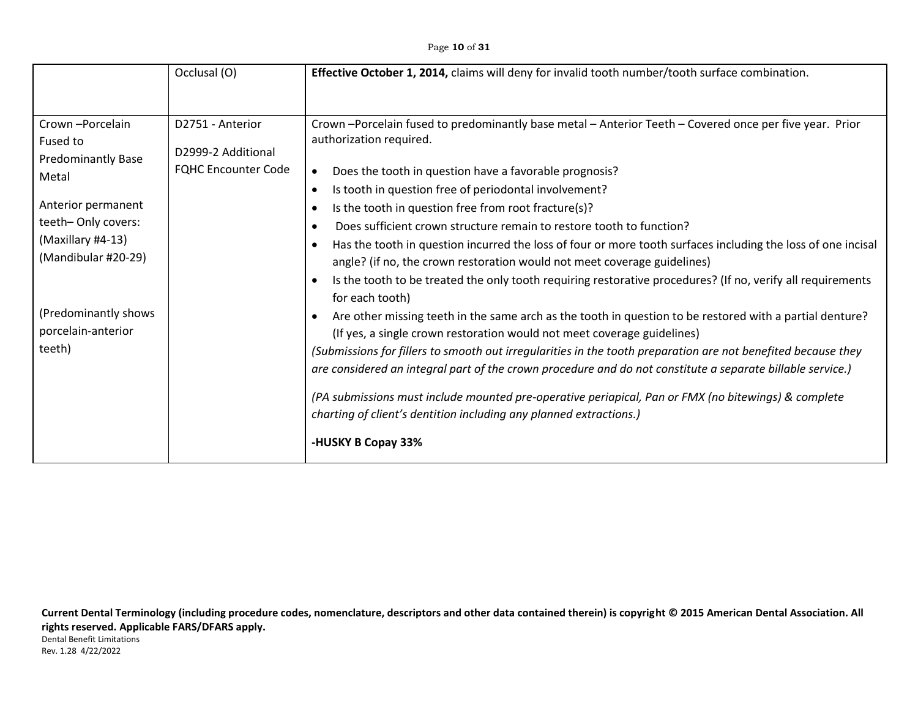| | | |
|---|---|---|
| | Occlusal (O) | **Effective October 1, 2014,** claims will deny for invalid tooth number/tooth surface combination. |
| Crown –Porcelain Fused to Predominantly Base Metal<br><br>Anterior permanent teeth– Only covers: (Maxillary #4-13) (Mandibular #20-29)<br><br>(Predominantly shows porcelain-anterior teeth) | D2751 - Anterior<br><br>D2999-2 Additional FQHC Encounter Code | Crown –Porcelain fused to predominantly base metal – Anterior Teeth – Covered once per five year. Prior authorization required.<br><br>• Does the tooth in question have a favorable prognosis?<br>• Is tooth in question free of periodontal involvement?<br>• Is the tooth in question free from root fracture(s)?<br>• Does sufficient crown structure remain to restore tooth to function?<br>• Has the tooth in question incurred the loss of four or more tooth surfaces including the loss of one incisal angle? (if no, the crown restoration would not meet coverage guidelines)<br>• Is the tooth to be treated the only tooth requiring restorative procedures? (If no, verify all requirements for each tooth)<br>• Are other missing teeth in the same arch as the tooth in question to be restored with a partial denture? (If yes, a single crown restoration would not meet coverage guidelines)<br>*(Submissions for fillers to smooth out irregularities in the tooth preparation are not benefited because they are considered an integral part of the crown procedure and do not constitute a separate billable service.)*<br><br>*(PA submissions must include mounted pre-operative periapical, Pan or FMX (no bitewings) & complete charting of client's dentition including any planned extractions.)*<br><br>**-HUSKY B Copay 33%** |

**Current Dental Terminology (including procedure codes, nomenclature, descriptors and other data contained therein) is copyright © 2015 American Dental Association. All rights reserved. Applicable FARS/DFARS apply.**
Dental Benefit Limitations
Rev. 1.28 4/22/2022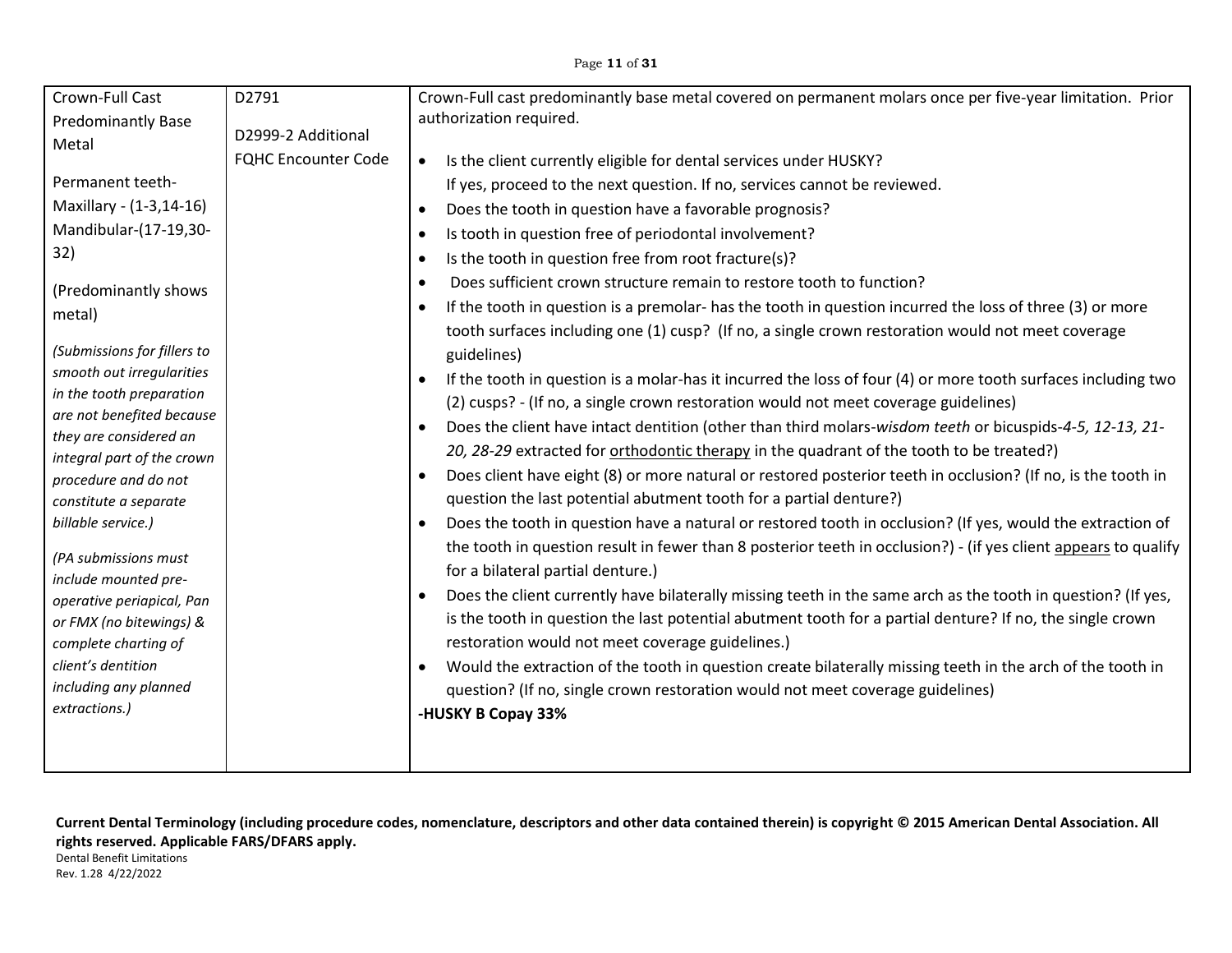| Crown-Full Cast Predominantly Base Metal<br><br>Permanent teeth-Maxillary - (1-3,14-16) Mandibular-(17-19,30-32)<br><br>(Predominantly shows metal)<br><br>*(Submissions for fillers to smooth out irregularities in the tooth preparation are not benefited because they are considered an integral part of the crown procedure and do not constitute a separate billable service.)*<br><br>*(PA submissions must include mounted pre-operative periapical, Pan or FMX (no bitewings) & complete charting of client's dentition including any planned extractions.)* | D2791<br><br>D2999-2 Additional FQHC Encounter Code | Crown-Full cast predominantly base metal covered on permanent molars once per five-year limitation. Prior authorization required.<br><br>• Is the client currently eligible for dental services under HUSKY? If yes, proceed to the next question. If no, services cannot be reviewed.<br>• Does the tooth in question have a favorable prognosis?<br>• Is tooth in question free of periodontal involvement?<br>• Is the tooth in question free from root fracture(s)?<br>• Does sufficient crown structure remain to restore tooth to function?<br>• If the tooth in question is a premolar- has the tooth in question incurred the loss of three (3) or more tooth surfaces including one (1) cusp? (If no, a single crown restoration would not meet coverage guidelines)<br>• If the tooth in question is a molar-has it incurred the loss of four (4) or more tooth surfaces including two (2) cusps? - (If no, a single crown restoration would not meet coverage guidelines)<br>• Does the client have intact dentition (other than third molars-*wisdom teeth* or bicuspids-*4-5, 12-13, 21-20, 28-29* extracted for <u>orthodontic therapy</u> in the quadrant of the tooth to be treated?)<br>• Does client have eight (8) or more natural or restored posterior teeth in occlusion? (If no, is the tooth in question the last potential abutment tooth for a partial denture?)<br>• Does the tooth in question have a natural or restored tooth in occlusion? (If yes, would the extraction of the tooth in question result in fewer than 8 posterior teeth in occlusion?) - (if yes client <u>appears</u> to qualify for a bilateral partial denture.)<br>• Does the client currently have bilaterally missing teeth in the same arch as the tooth in question? (If yes, is the tooth in question the last potential abutment tooth for a partial denture? If no, the single crown restoration would not meet coverage guidelines.)<br>• Would the extraction of the tooth in question create bilaterally missing teeth in the arch of the tooth in question? (If no, single crown restoration would not meet coverage guidelines)<br><br>**-HUSKY B Copay 33%** |
|---|---|---|

**Current Dental Terminology (including procedure codes, nomenclature, descriptors and other data contained therein) is copyright © 2015 American Dental Association. All rights reserved. Applicable FARS/DFARS apply.**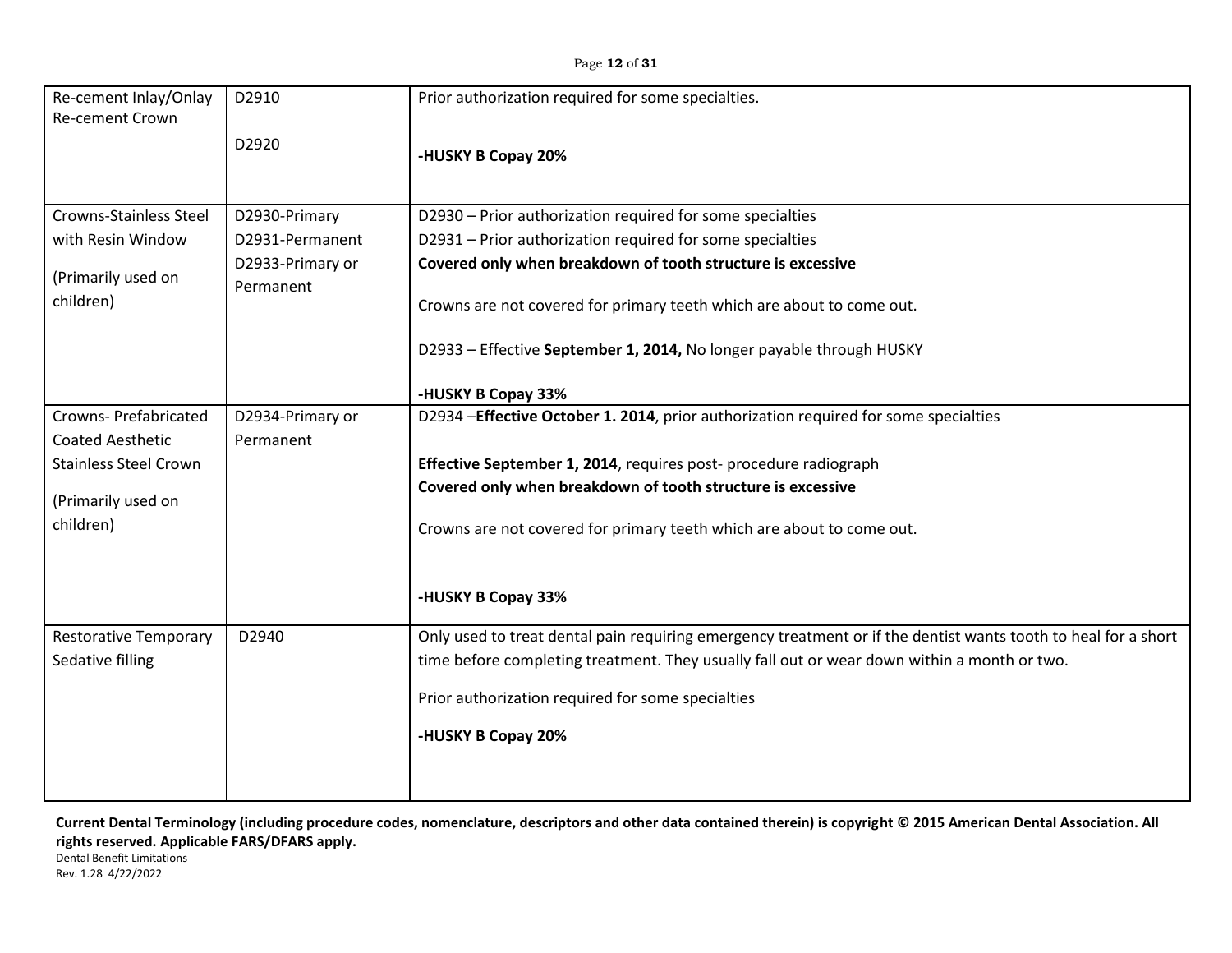| | | |
|---|---|---|
| Re-cement Inlay/Onlay<br>Re-cement Crown | D2910<br><br>D2920 | Prior authorization required for some specialties.<br><br>**-HUSKY B Copay 20%** |
| Crowns-Stainless Steel with Resin Window<br><br>(Primarily used on children) | D2930-Primary<br>D2931-Permanent<br>D2933-Primary or Permanent | D2930 – Prior authorization required for some specialties<br>D2931 – Prior authorization required for some specialties<br>**Covered only when breakdown of tooth structure is excessive**<br><br>Crowns are not covered for primary teeth which are about to come out.<br><br>D2933 – Effective **September 1, 2014,** No longer payable through HUSKY<br><br>**-HUSKY B Copay 33%** |
| Crowns- Prefabricated Coated Aesthetic Stainless Steel Crown<br><br>(Primarily used on children) | D2934-Primary or Permanent | D2934 –**Effective October 1. 2014**, prior authorization required for some specialties<br><br>**Effective September 1, 2014**, requires post- procedure radiograph<br>**Covered only when breakdown of tooth structure is excessive**<br><br>Crowns are not covered for primary teeth which are about to come out.<br><br>**-HUSKY B Copay 33%** |
| Restorative Temporary Sedative filling | D2940 | Only used to treat dental pain requiring emergency treatment or if the dentist wants tooth to heal for a short time before completing treatment. They usually fall out or wear down within a month or two.<br><br>Prior authorization required for some specialties<br><br>**-HUSKY B Copay 20%** |

**Current Dental Terminology (including procedure codes, nomenclature, descriptors and other data contained therein) is copyright © 2015 American Dental Association. All rights reserved. Applicable FARS/DFARS apply.**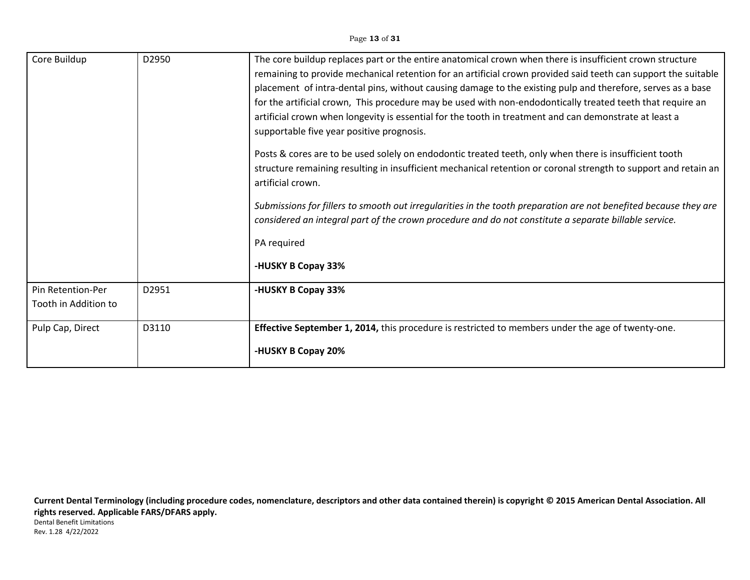| Core Buildup | D2950 | The core buildup replaces part or the entire anatomical crown when there is insufficient crown structure remaining to provide mechanical retention for an artificial crown provided said teeth can support the suitable placement of intra-dental pins, without causing damage to the existing pulp and therefore, serves as a base for the artificial crown, This procedure may be used with non-endodontically treated teeth that require an artificial crown when longevity is essential for the tooth in treatment and can demonstrate at least a supportable five year positive prognosis.<br><br>Posts & cores are to be used solely on endodontic treated teeth, only when there is insufficient tooth structure remaining resulting in insufficient mechanical retention or coronal strength to support and retain an artificial crown.<br><br>*Submissions for fillers to smooth out irregularities in the tooth preparation are not benefited because they are considered an integral part of the crown procedure and do not constitute a separate billable service.*<br><br>PA required<br><br>**-HUSKY B Copay 33%** |
|---|---|---|
| Pin Retention-Per Tooth in Addition to | D2951 | **-HUSKY B Copay 33%** |
| Pulp Cap, Direct | D3110 | **Effective September 1, 2014,** this procedure is restricted to members under the age of twenty-one.<br><br>**-HUSKY B Copay 20%** |

**Current Dental Terminology (including procedure codes, nomenclature, descriptors and other data contained therein) is copyright © 2015 American Dental Association. All rights reserved. Applicable FARS/DFARS apply.**

Dental Benefit Limitations
Rev. 1.28 4/22/2022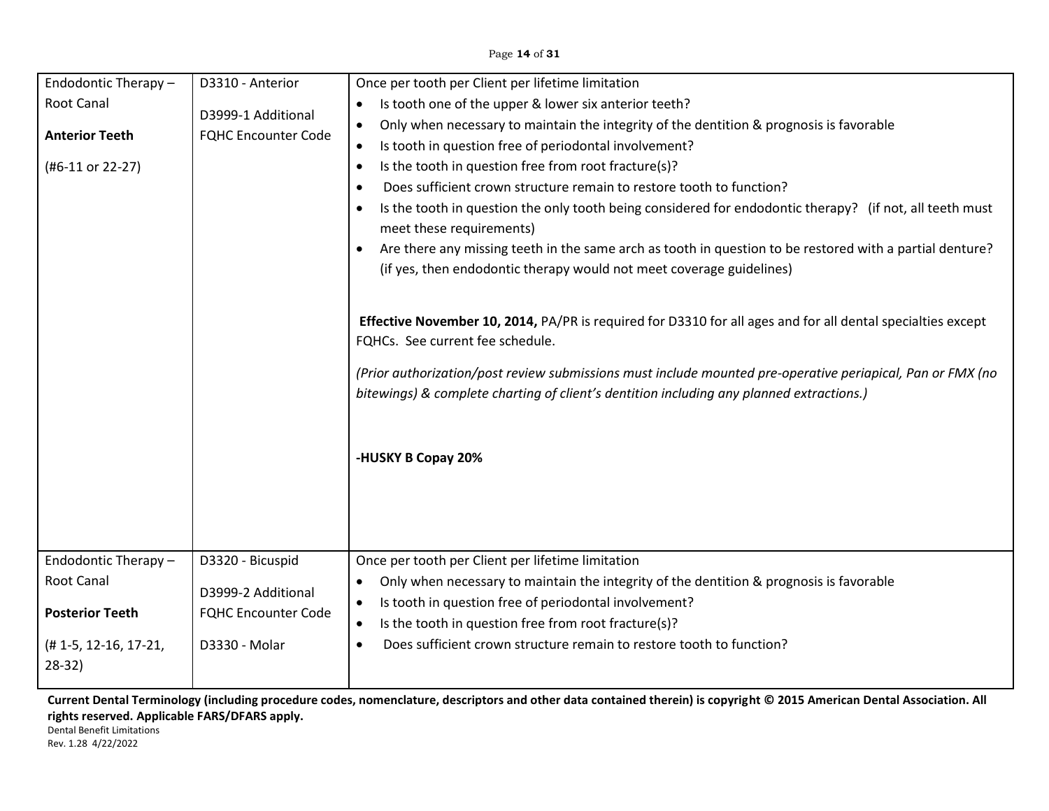| | | |
|---|---|---|
| Endodontic Therapy – Root Canal<br><br>**Anterior Teeth**<br><br>(#6-11 or 22-27) | D3310 - Anterior<br><br>D3999-1 Additional FQHC Encounter Code | Once per tooth per Client per lifetime limitation<br>• Is tooth one of the upper & lower six anterior teeth?<br>• Only when necessary to maintain the integrity of the dentition & prognosis is favorable<br>• Is tooth in question free of periodontal involvement?<br>• Is the tooth in question free from root fracture(s)?<br>• Does sufficient crown structure remain to restore tooth to function?<br>• Is the tooth in question the only tooth being considered for endodontic therapy? (if not, all teeth must meet these requirements)<br>• Are there any missing teeth in the same arch as tooth in question to be restored with a partial denture? (if yes, then endodontic therapy would not meet coverage guidelines)<br><br>**Effective November 10, 2014,** PA/PR is required for D3310 for all ages and for all dental specialties except FQHCs. See current fee schedule.<br><br>*(Prior authorization/post review submissions must include mounted pre-operative periapical, Pan or FMX (no bitewings) & complete charting of client's dentition including any planned extractions.)*<br><br>**-HUSKY B Copay 20%** |
| Endodontic Therapy – Root Canal<br><br>**Posterior Teeth**<br><br>(# 1-5, 12-16, 17-21, 28-32) | D3320 - Bicuspid<br><br>D3999-2 Additional FQHC Encounter Code<br><br>D3330 - Molar | Once per tooth per Client per lifetime limitation<br>• Only when necessary to maintain the integrity of the dentition & prognosis is favorable<br>• Is tooth in question free of periodontal involvement?<br>• Is the tooth in question free from root fracture(s)?<br>• Does sufficient crown structure remain to restore tooth to function? |

**Current Dental Terminology (including procedure codes, nomenclature, descriptors and other data contained therein) is copyright © 2015 American Dental Association. All rights reserved. Applicable FARS/DFARS apply.**

Dental Benefit Limitations
Rev. 1.28 4/22/2022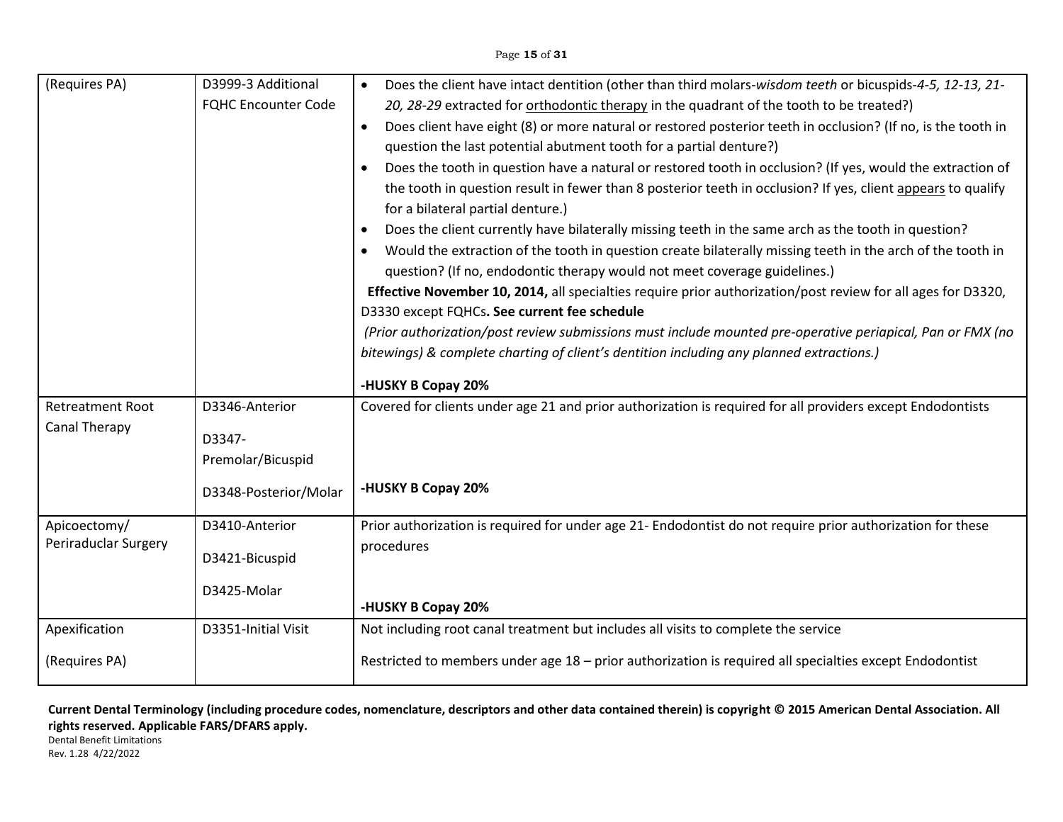| | | |
|---|---|---|
| (Requires PA) | D3999-3 Additional FQHC Encounter Code | • Does the client have intact dentition (other than third molars-*wisdom teeth* or bicuspids-*4-5, 12-13, 21-20, 28-29* extracted for <u>orthodontic therapy</u> in the quadrant of the tooth to be treated?)<br>• Does client have eight (8) or more natural or restored posterior teeth in occlusion? (If no, is the tooth in question the last potential abutment tooth for a partial denture?)<br>• Does the tooth in question have a natural or restored tooth in occlusion? (If yes, would the extraction of the tooth in question result in fewer than 8 posterior teeth in occlusion? If yes, client <u>appears</u> to qualify for a bilateral partial denture.)<br>• Does the client currently have bilaterally missing teeth in the same arch as the tooth in question?<br>• Would the extraction of the tooth in question create bilaterally missing teeth in the arch of the tooth in question? (If no, endodontic therapy would not meet coverage guidelines.)<br>**Effective November 10, 2014,** all specialties require prior authorization/post review for all ages for D3320, D3330 except FQHCs**. See current fee schedule**<br>*(Prior authorization/post review submissions must include mounted pre-operative periapical, Pan or FMX (no bitewings) & complete charting of client's dentition including any planned extractions.)*<br><br>**-HUSKY B Copay 20%** |
| Retreatment Root Canal Therapy | D3346-Anterior<br>D3347-Premolar/Bicuspid<br>D3348-Posterior/Molar | Covered for clients under age 21 and prior authorization is required for all providers except Endodontists<br><br>**-HUSKY B Copay 20%** |
| Apicoectomy/ Periraduclar Surgery | D3410-Anterior<br>D3421-Bicuspid<br>D3425-Molar | Prior authorization is required for under age 21- Endodontist do not require prior authorization for these procedures<br><br>**-HUSKY B Copay 20%** |
| Apexification<br><br>(Requires PA) | D3351-Initial Visit | Not including root canal treatment but includes all visits to complete the service<br><br>Restricted to members under age 18 – prior authorization is required all specialties except Endodontist |

**Current Dental Terminology (including procedure codes, nomenclature, descriptors and other data contained therein) is copyright © 2015 American Dental Association. All rights reserved. Applicable FARS/DFARS apply.**

Dental Benefit Limitations
Rev. 1.28 4/22/2022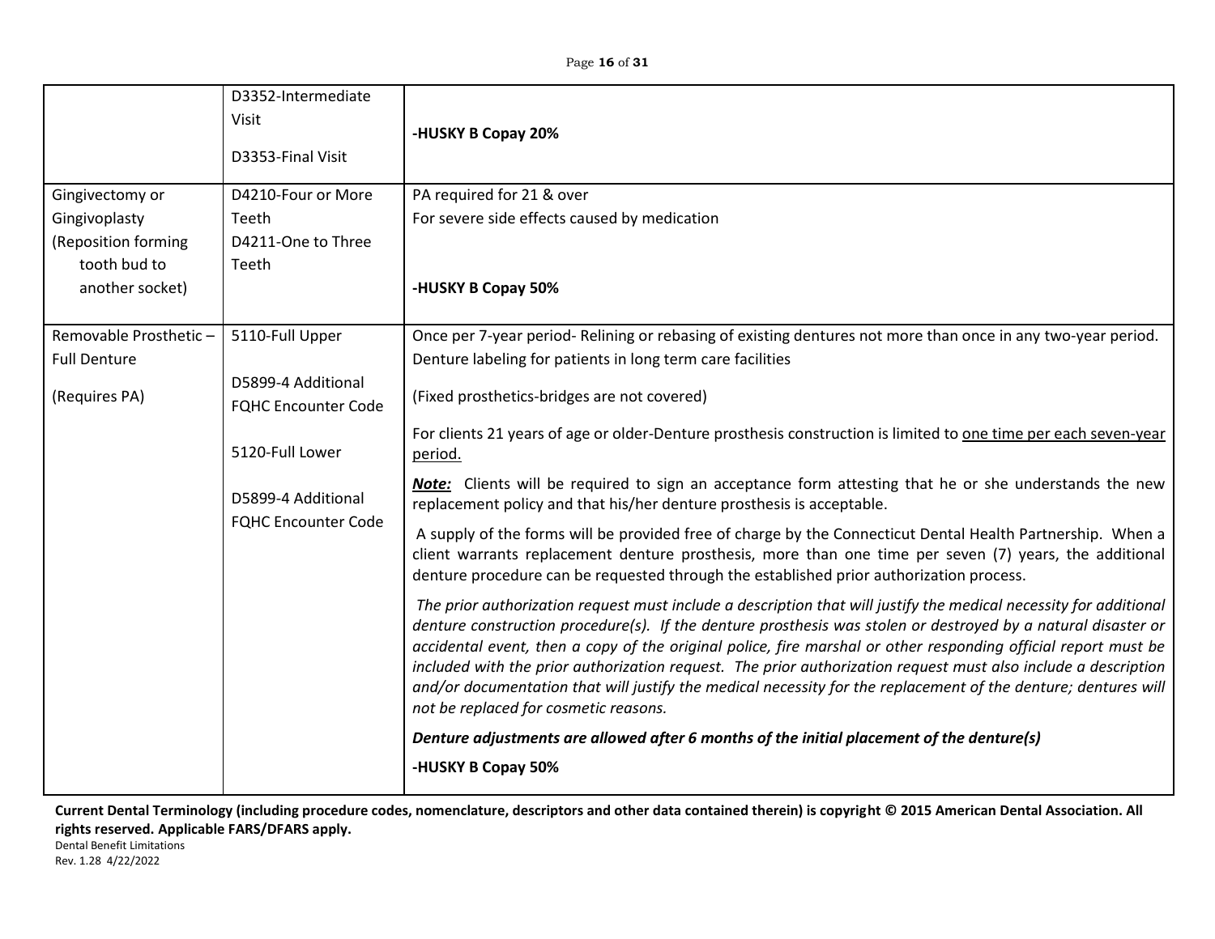| | | |
|---|---|---|
| | D3352-Intermediate Visit<br><br>D3353-Final Visit | **-HUSKY B Copay 20%** |
| Gingivectomy or Gingivoplasty (Reposition forming tooth bud to another socket) | D4210-Four or More Teeth<br>D4211-One to Three Teeth | PA required for 21 & over<br>For severe side effects caused by medication<br><br>**-HUSKY B Copay 50%** |
| Removable Prosthetic – Full Denture<br><br>(Requires PA) | 5110-Full Upper<br><br>D5899-4 Additional FQHC Encounter Code<br><br>5120-Full Lower<br><br>D5899-4 Additional FQHC Encounter Code | Once per 7-year period- Relining or rebasing of existing dentures not more than once in any two-year period. Denture labeling for patients in long term care facilities<br><br>(Fixed prosthetics-bridges are not covered)<br><br>For clients 21 years of age or older-Denture prosthesis construction is limited to <u>one time per each seven-year period.</u><br><br>***<u>Note:</u>*** Clients will be required to sign an acceptance form attesting that he or she understands the new replacement policy and that his/her denture prosthesis is acceptable.<br><br>A supply of the forms will be provided free of charge by the Connecticut Dental Health Partnership. When a client warrants replacement denture prosthesis, more than one time per seven (7) years, the additional denture procedure can be requested through the established prior authorization process.<br><br>*The prior authorization request must include a description that will justify the medical necessity for additional denture construction procedure(s). If the denture prosthesis was stolen or destroyed by a natural disaster or accidental event, then a copy of the original police, fire marshal or other responding official report must be included with the prior authorization request. The prior authorization request must also include a description and/or documentation that will justify the medical necessity for the replacement of the denture; dentures will not be replaced for cosmetic reasons.*<br><br>***Denture adjustments are allowed after 6 months of the initial placement of the denture(s)***<br><br>**-HUSKY B Copay 50%** |

**Current Dental Terminology (including procedure codes, nomenclature, descriptors and other data contained therein) is copyright © 2015 American Dental Association. All rights reserved. Applicable FARS/DFARS apply.**

Dental Benefit Limitations
Rev. 1.28 4/22/2022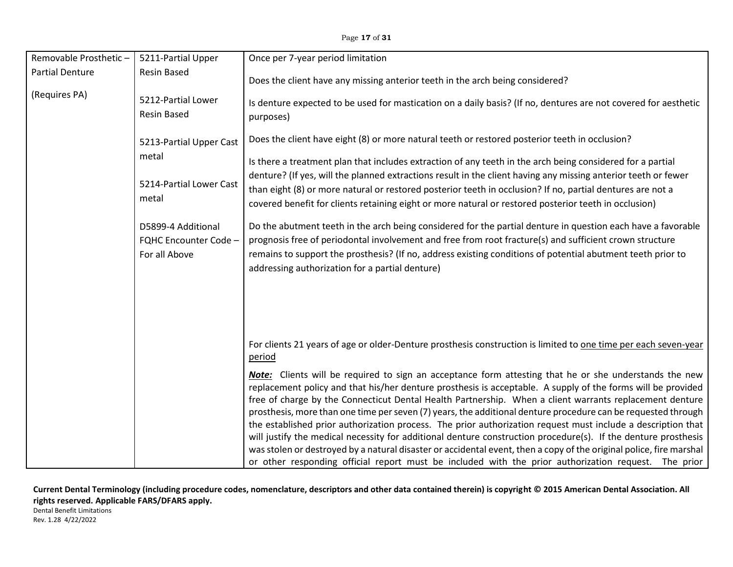| Removable Prosthetic – Partial Denture<br><br>(Requires PA) | 5211-Partial Upper Resin Based<br><br>5212-Partial Lower Resin Based<br><br>5213-Partial Upper Cast metal<br><br>5214-Partial Lower Cast metal<br><br>D5899-4 Additional FQHC Encounter Code – For all Above | Once per 7-year period limitation<br><br>Does the client have any missing anterior teeth in the arch being considered?<br><br>Is denture expected to be used for mastication on a daily basis? (If no, dentures are not covered for aesthetic purposes)<br><br>Does the client have eight (8) or more natural teeth or restored posterior teeth in occlusion?<br><br>Is there a treatment plan that includes extraction of any teeth in the arch being considered for a partial denture? (If yes, will the planned extractions result in the client having any missing anterior teeth or fewer than eight (8) or more natural or restored posterior teeth in occlusion? If no, partial dentures are not a covered benefit for clients retaining eight or more natural or restored posterior teeth in occlusion)<br><br>Do the abutment teeth in the arch being considered for the partial denture in question each have a favorable prognosis free of periodontal involvement and free from root fracture(s) and sufficient crown structure remains to support the prosthesis? (If no, address existing conditions of potential abutment teeth prior to addressing authorization for a partial denture)<br><br>For clients 21 years of age or older-Denture prosthesis construction is limited to one time per each seven-year period<br><br>***Note:*** Clients will be required to sign an acceptance form attesting that he or she understands the new replacement policy and that his/her denture prosthesis is acceptable. A supply of the forms will be provided free of charge by the Connecticut Dental Health Partnership. When a client warrants replacement denture prosthesis, more than one time per seven (7) years, the additional denture procedure can be requested through the established prior authorization process. The prior authorization request must include a description that will justify the medical necessity for additional denture construction procedure(s). If the denture prosthesis was stolen or destroyed by a natural disaster or accidental event, then a copy of the original police, fire marshal or other responding official report must be included with the prior authorization request. The prior |

**Current Dental Terminology (including procedure codes, nomenclature, descriptors and other data contained therein) is copyright © 2015 American Dental Association. All rights reserved. Applicable FARS/DFARS apply.**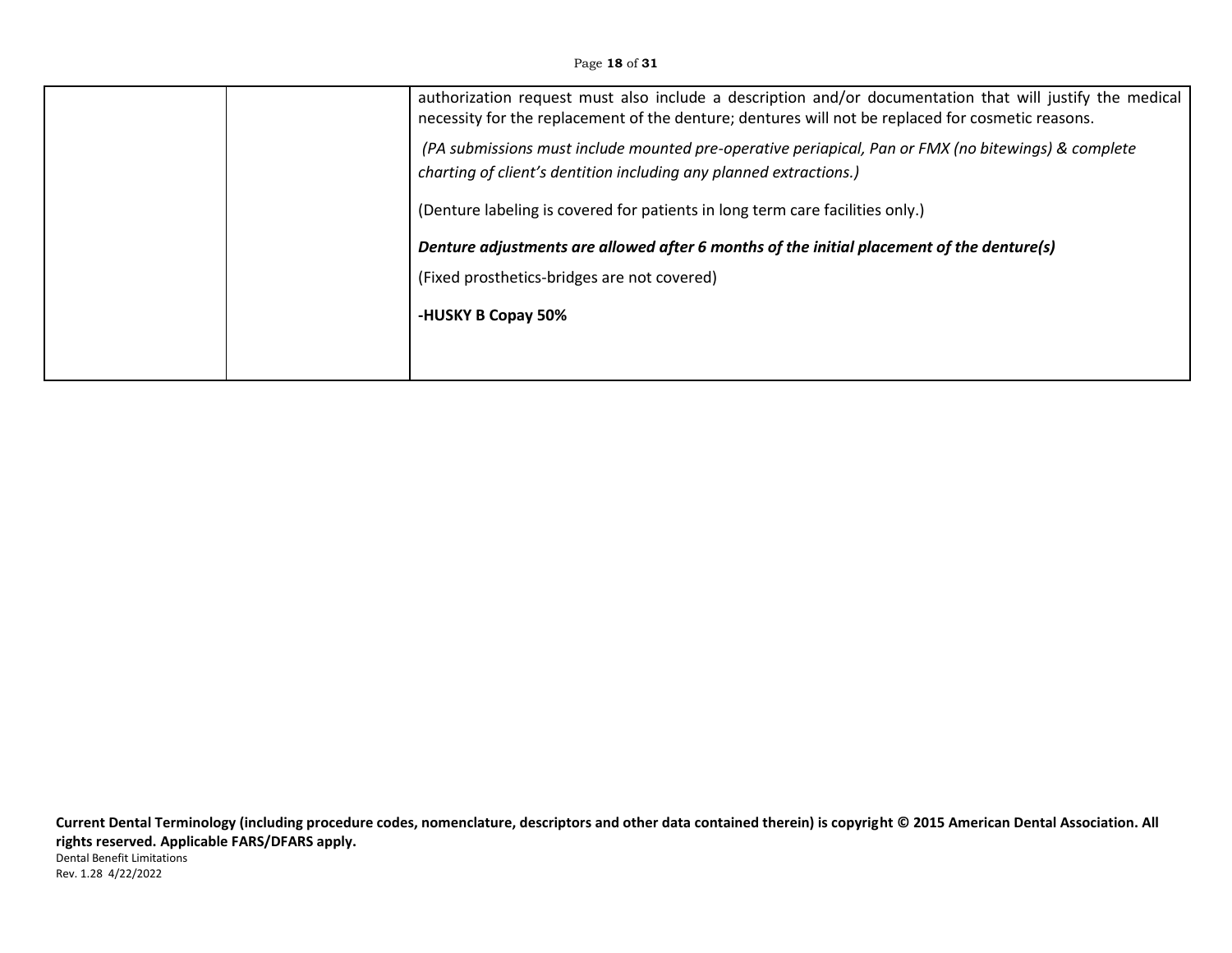| | | |
|---|---|---|
| | | authorization request must also include a description and/or documentation that will justify the medical necessity for the replacement of the denture; dentures will not be replaced for cosmetic reasons.<br><br>*(PA submissions must include mounted pre-operative periapical, Pan or FMX (no bitewings) & complete charting of client's dentition including any planned extractions.)*<br><br>(Denture labeling is covered for patients in long term care facilities only.)<br><br>***Denture adjustments are allowed after 6 months of the initial placement of the denture(s)***<br><br>(Fixed prosthetics-bridges are not covered)<br><br>**-HUSKY B Copay 50%** |

**Current Dental Terminology (including procedure codes, nomenclature, descriptors and other data contained therein) is copyright © 2015 American Dental Association. All rights reserved. Applicable FARS/DFARS apply.**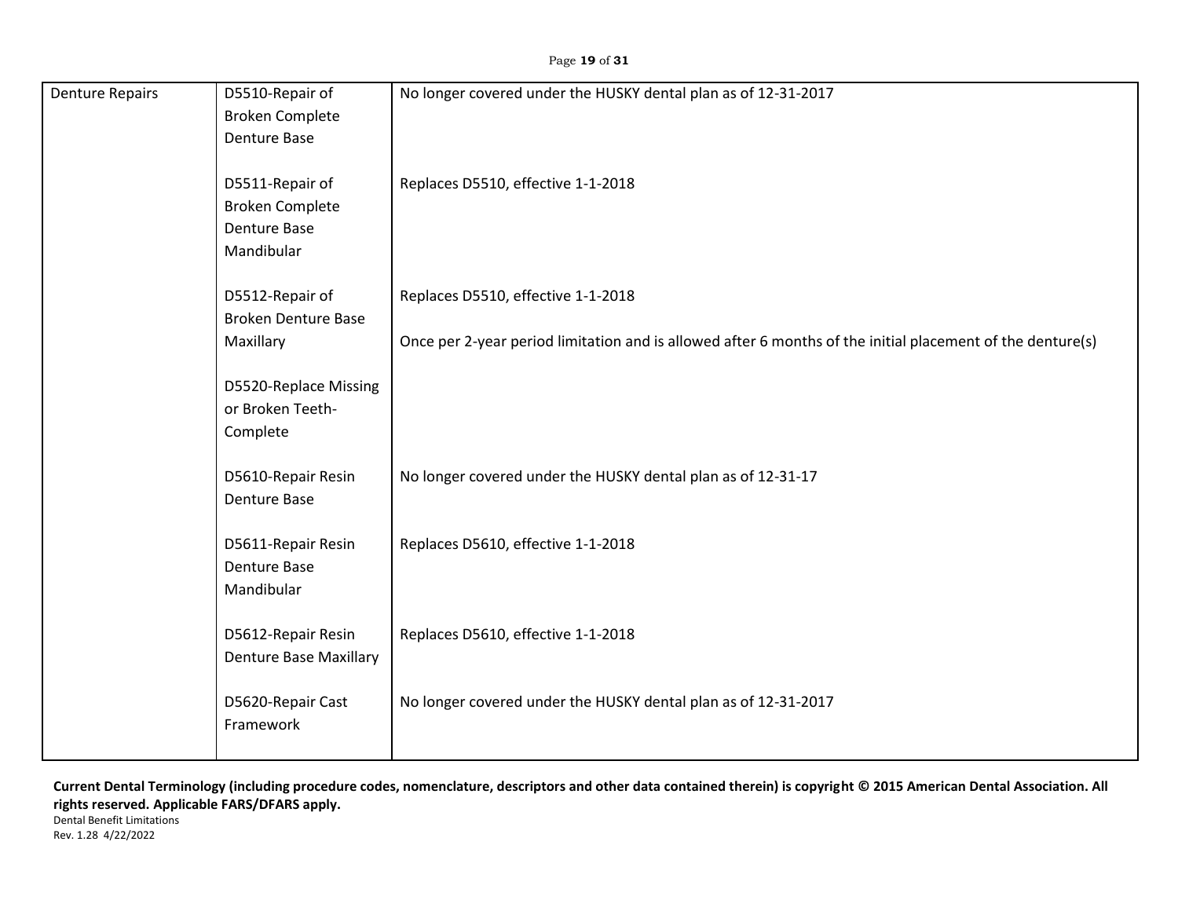| | | |
|---|---|---|
| Denture Repairs | D5510-Repair of Broken Complete Denture Base | No longer covered under the HUSKY dental plan as of 12-31-2017 |
| | D5511-Repair of Broken Complete Denture Base Mandibular | Replaces D5510, effective 1-1-2018 |
| | D5512-Repair of Broken Denture Base Maxillary | Replaces D5510, effective 1-1-2018<br><br>Once per 2-year period limitation and is allowed after 6 months of the initial placement of the denture(s) |
| | D5520-Replace Missing or Broken Teeth-Complete | |
| | D5610-Repair Resin Denture Base | No longer covered under the HUSKY dental plan as of 12-31-17 |
| | D5611-Repair Resin Denture Base Mandibular | Replaces D5610, effective 1-1-2018 |
| | D5612-Repair Resin Denture Base Maxillary | Replaces D5610, effective 1-1-2018 |
| | D5620-Repair Cast Framework | No longer covered under the HUSKY dental plan as of 12-31-2017 |

**Current Dental Terminology (including procedure codes, nomenclature, descriptors and other data contained therein) is copyright © 2015 American Dental Association. All rights reserved. Applicable FARS/DFARS apply.**

Dental Benefit Limitations
Rev. 1.28 4/22/2022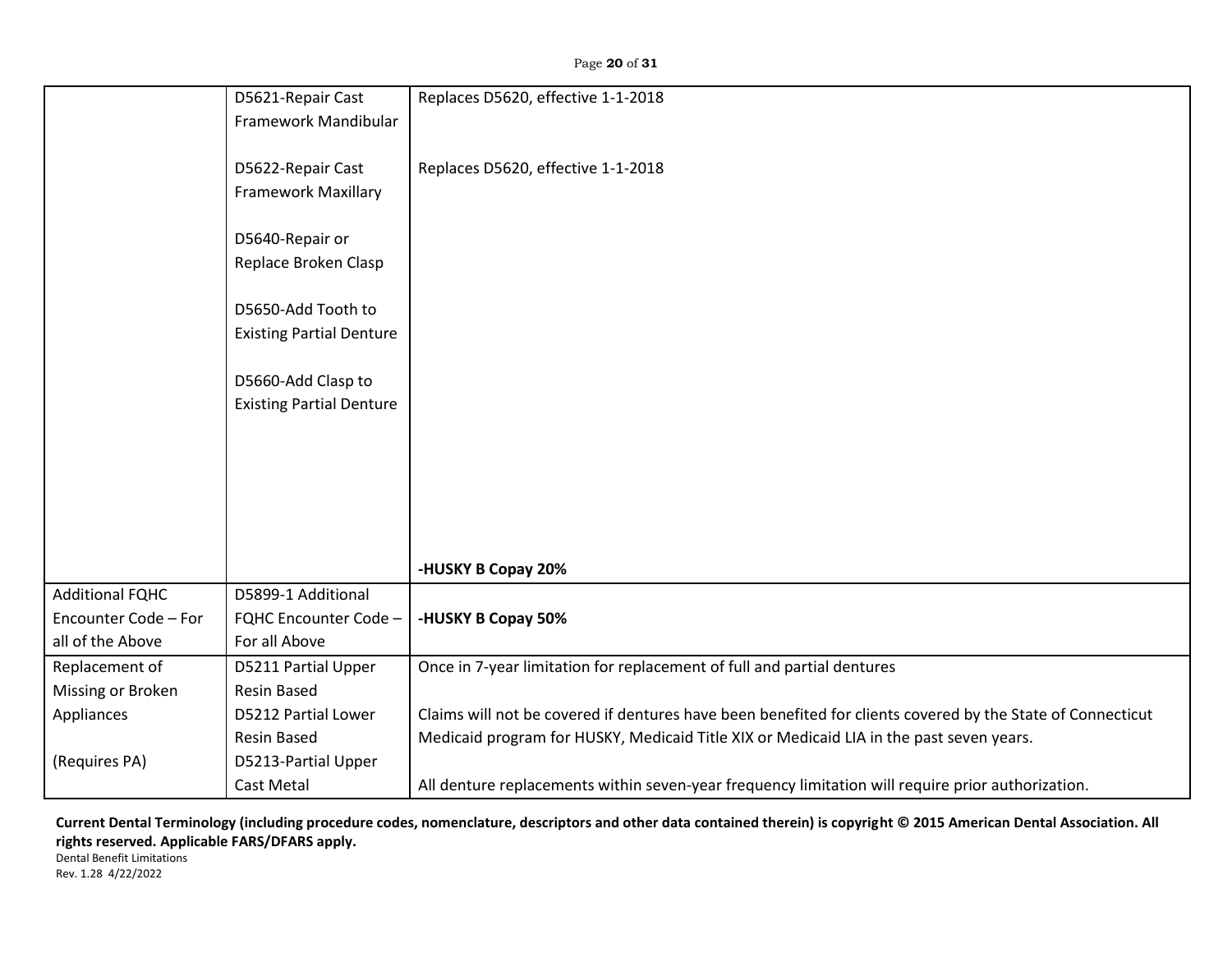| | | |
|---|---|---|
| | D5621-Repair Cast Framework Mandibular<br><br>D5622-Repair Cast Framework Maxillary<br><br>D5640-Repair or Replace Broken Clasp<br><br>D5650-Add Tooth to Existing Partial Denture<br><br>D5660-Add Clasp to Existing Partial Denture | Replaces D5620, effective 1-1-2018<br><br>Replaces D5620, effective 1-1-2018<br><br>**-HUSKY B Copay 20%** |
| Additional FQHC Encounter Code – For all of the Above | D5899-1 Additional FQHC Encounter Code – For all Above | **-HUSKY B Copay 50%** |
| Replacement of Missing or Broken Appliances<br><br>(Requires PA) | D5211 Partial Upper Resin Based<br>D5212 Partial Lower Resin Based<br>D5213-Partial Upper Cast Metal | Once in 7-year limitation for replacement of full and partial dentures<br><br>Claims will not be covered if dentures have been benefited for clients covered by the State of Connecticut Medicaid program for HUSKY, Medicaid Title XIX or Medicaid LIA in the past seven years.<br><br>All denture replacements within seven-year frequency limitation will require prior authorization. |

**Current Dental Terminology (including procedure codes, nomenclature, descriptors and other data contained therein) is copyright © 2015 American Dental Association. All rights reserved. Applicable FARS/DFARS apply.**

Dental Benefit Limitations
Rev. 1.28 4/22/2022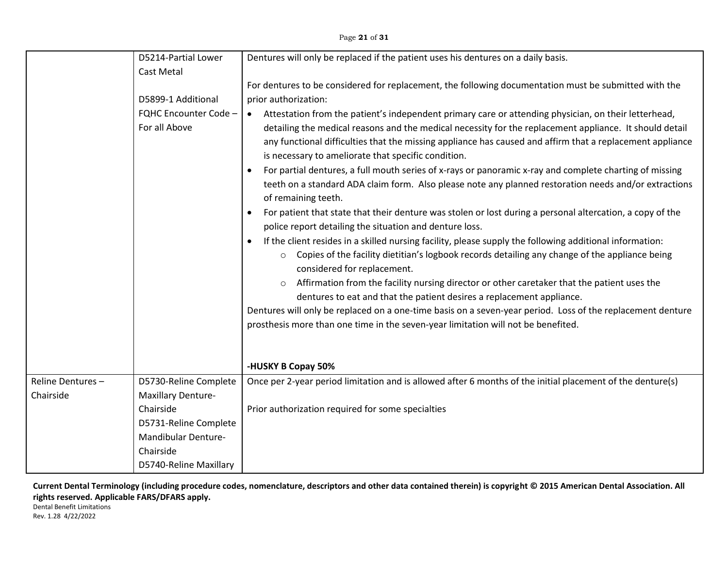| | | |
|---|---|---|
| | D5214-Partial Lower Cast Metal<br><br>D5899-1 Additional FQHC Encounter Code – For all Above | Dentures will only be replaced if the patient uses his dentures on a daily basis.<br><br>For dentures to be considered for replacement, the following documentation must be submitted with the prior authorization:<br>• Attestation from the patient's independent primary care or attending physician, on their letterhead, detailing the medical reasons and the medical necessity for the replacement appliance. It should detail any functional difficulties that the missing appliance has caused and affirm that a replacement appliance is necessary to ameliorate that specific condition.<br>• For partial dentures, a full mouth series of x-rays or panoramic x-ray and complete charting of missing teeth on a standard ADA claim form. Also please note any planned restoration needs and/or extractions of remaining teeth.<br>• For patient that state that their denture was stolen or lost during a personal altercation, a copy of the police report detailing the situation and denture loss.<br>• If the client resides in a skilled nursing facility, please supply the following additional information:<br>  ○ Copies of the facility dietitian's logbook records detailing any change of the appliance being considered for replacement.<br>  ○ Affirmation from the facility nursing director or other caretaker that the patient uses the dentures to eat and that the patient desires a replacement appliance.<br>Dentures will only be replaced on a one-time basis on a seven-year period. Loss of the replacement denture prosthesis more than one time in the seven-year limitation will not be benefited.<br><br>**-HUSKY B Copay 50%** |
| Reline Dentures – Chairside | D5730-Reline Complete Maxillary Denture-Chairside<br>D5731-Reline Complete Mandibular Denture-Chairside<br>D5740-Reline Maxillary | Once per 2-year period limitation and is allowed after 6 months of the initial placement of the denture(s)<br><br>Prior authorization required for some specialties |

**Current Dental Terminology (including procedure codes, nomenclature, descriptors and other data contained therein) is copyright © 2015 American Dental Association. All rights reserved. Applicable FARS/DFARS apply.**

Dental Benefit Limitations
Rev. 1.28 4/22/2022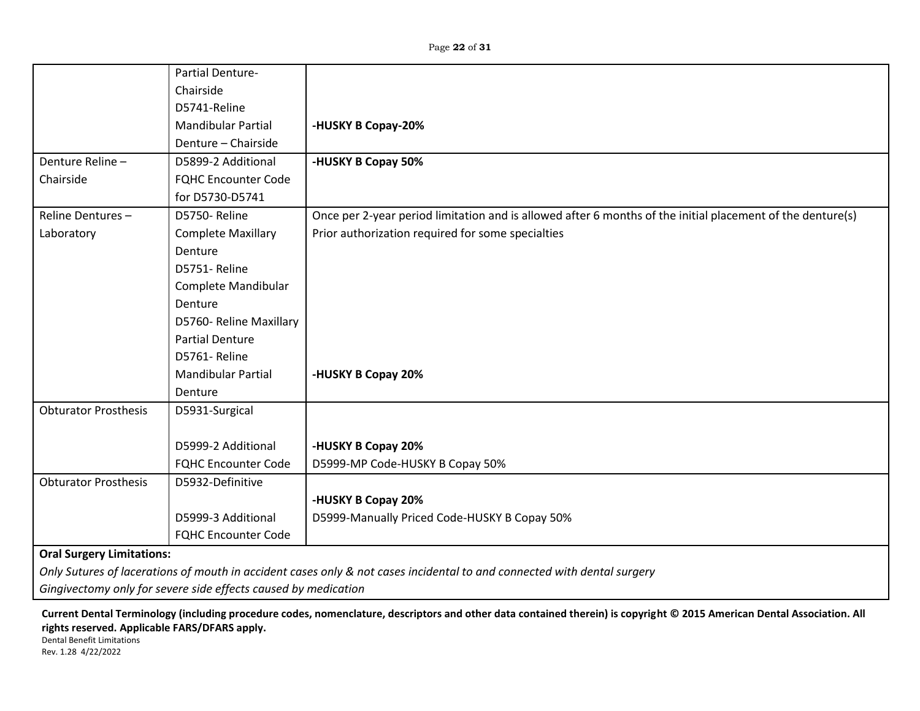| | | |
|---|---|---|
| | Partial Denture-Chairside D5741-Reline Mandibular Partial Denture – Chairside | **-HUSKY B Copay-20%** |
| Denture Reline – Chairside | D5899-2 Additional FQHC Encounter Code for D5730-D5741 | **-HUSKY B Copay 50%** |
| Reline Dentures – Laboratory | D5750- Reline Complete Maxillary Denture D5751- Reline Complete Mandibular Denture D5760- Reline Maxillary Partial Denture D5761- Reline Mandibular Partial Denture | Once per 2-year period limitation and is allowed after 6 months of the initial placement of the denture(s) Prior authorization required for some specialties **-HUSKY B Copay 20%** |
| Obturator Prosthesis | D5931-Surgical D5999-2 Additional FQHC Encounter Code | **-HUSKY B Copay 20%** D5999-MP Code-HUSKY B Copay 50% |
| Obturator Prosthesis | D5932-Definitive D5999-3 Additional FQHC Encounter Code | **-HUSKY B Copay 20%** D5999-Manually Priced Code-HUSKY B Copay 50% |

**Oral Surgery Limitations:**

*Only Sutures of lacerations of mouth in accident cases only & not cases incidental to and connected with dental surgery*

*Gingivectomy only for severe side effects caused by medication*

**Current Dental Terminology (including procedure codes, nomenclature, descriptors and other data contained therein) is copyright © 2015 American Dental Association. All rights reserved. Applicable FARS/DFARS apply.**

Dental Benefit Limitations
Rev. 1.28 4/22/2022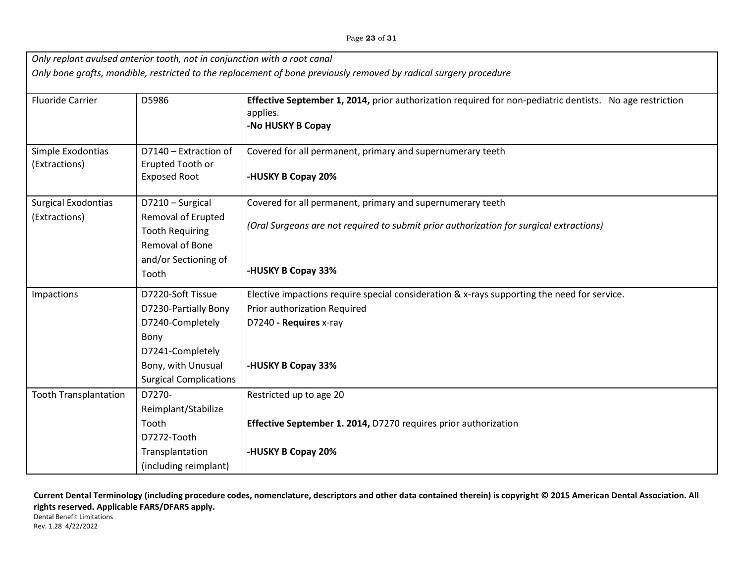| | | |
|---|---|---|
| *Only replant avulsed anterior tooth, not in conjunction with a root canal*<br>*Only bone grafts, mandible, restricted to the replacement of bone previously removed by radical surgery procedure* | | |
| Fluoride Carrier | D5986 | **Effective September 1, 2014,** prior authorization required for non-pediatric dentists. No age restriction applies.<br>**-No HUSKY B Copay** |
| Simple Exodontias (Extractions) | D7140 – Extraction of Erupted Tooth or Exposed Root | Covered for all permanent, primary and supernumerary teeth<br><br>**-HUSKY B Copay 20%** |
| Surgical Exodontias (Extractions) | D7210 – Surgical Removal of Erupted Tooth Requiring Removal of Bone and/or Sectioning of Tooth | Covered for all permanent, primary and supernumerary teeth<br><br>*(Oral Surgeons are not required to submit prior authorization for surgical extractions)*<br><br>**-HUSKY B Copay 33%** |
| Impactions | D7220-Soft Tissue<br>D7230-Partially Bony<br>D7240-Completely Bony<br>D7241-Completely Bony, with Unusual Surgical Complications | Elective impactions require special consideration & x-rays supporting the need for service.<br>Prior authorization Required<br>D7240 **- Requires** x-ray<br><br>**-HUSKY B Copay 33%** |
| Tooth Transplantation | D7270-Reimplant/Stabilize Tooth<br>D7272-Tooth Transplantation (including reimplant) | Restricted up to age 20<br><br>**Effective September 1. 2014,** D7270 requires prior authorization<br><br>**-HUSKY B Copay 20%** |

**Current Dental Terminology (including procedure codes, nomenclature, descriptors and other data contained therein) is copyright © 2015 American Dental Association. All rights reserved. Applicable FARS/DFARS apply.**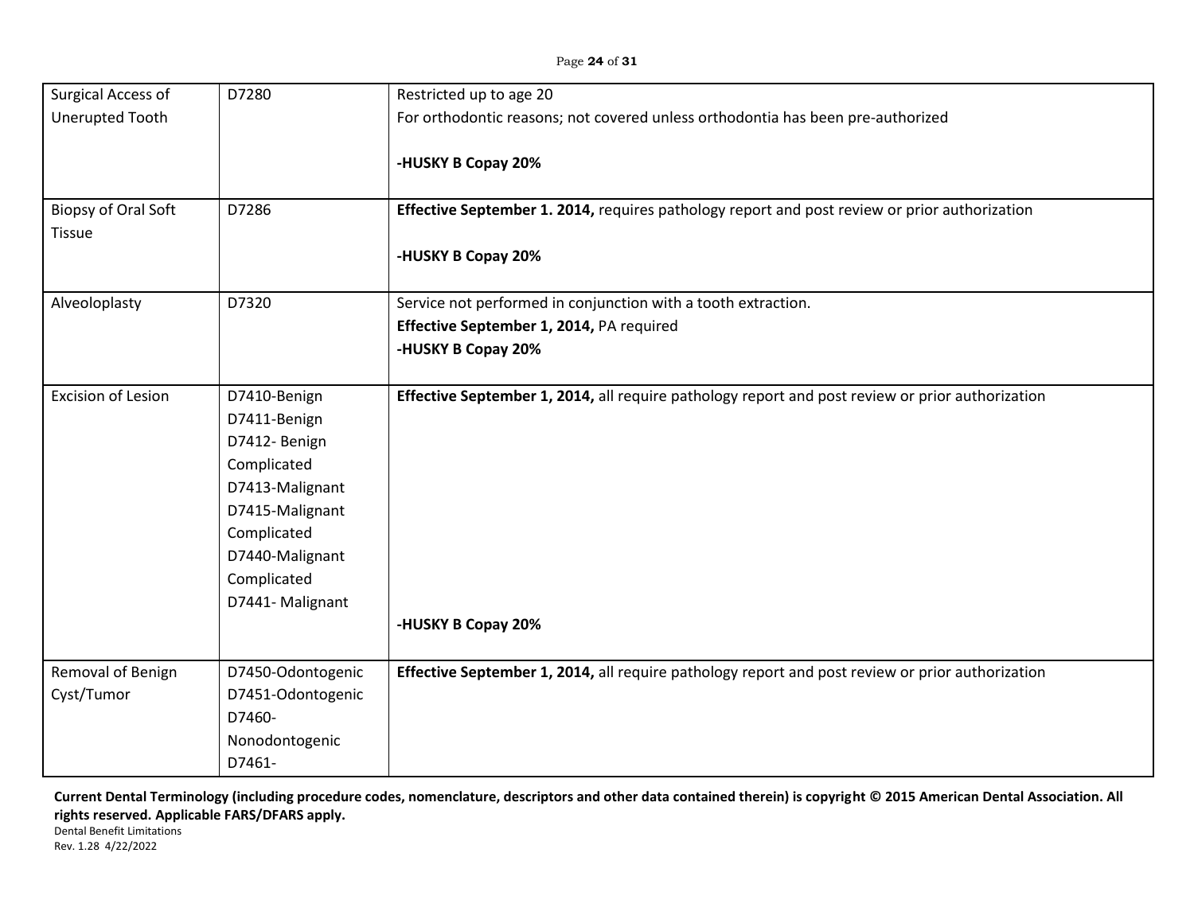| | | |
|---|---|---|
| Surgical Access of Unerupted Tooth | D7280 | Restricted up to age 20<br>For orthodontic reasons; not covered unless orthodontia has been pre-authorized<br><br>**-HUSKY B Copay 20%** |
| Biopsy of Oral Soft Tissue | D7286 | **Effective September 1. 2014,** requires pathology report and post review or prior authorization<br><br>**-HUSKY B Copay 20%** |
| Alveoloplasty | D7320 | Service not performed in conjunction with a tooth extraction.<br>**Effective September 1, 2014,** PA required<br>**-HUSKY B Copay 20%** |
| Excision of Lesion | D7410-Benign<br>D7411-Benign<br>D7412- Benign Complicated<br>D7413-Malignant<br>D7415-Malignant Complicated<br>D7440-Malignant Complicated<br>D7441- Malignant | **Effective September 1, 2014,** all require pathology report and post review or prior authorization<br><br>**-HUSKY B Copay 20%** |
| Removal of Benign Cyst/Tumor | D7450-Odontogenic<br>D7451-Odontogenic<br>D7460-Nonodontogenic<br>D7461- | **Effective September 1, 2014,** all require pathology report and post review or prior authorization |

**Current Dental Terminology (including procedure codes, nomenclature, descriptors and other data contained therein) is copyright © 2015 American Dental Association. All rights reserved. Applicable FARS/DFARS apply.**
Dental Benefit Limitations
Rev. 1.28 4/22/2022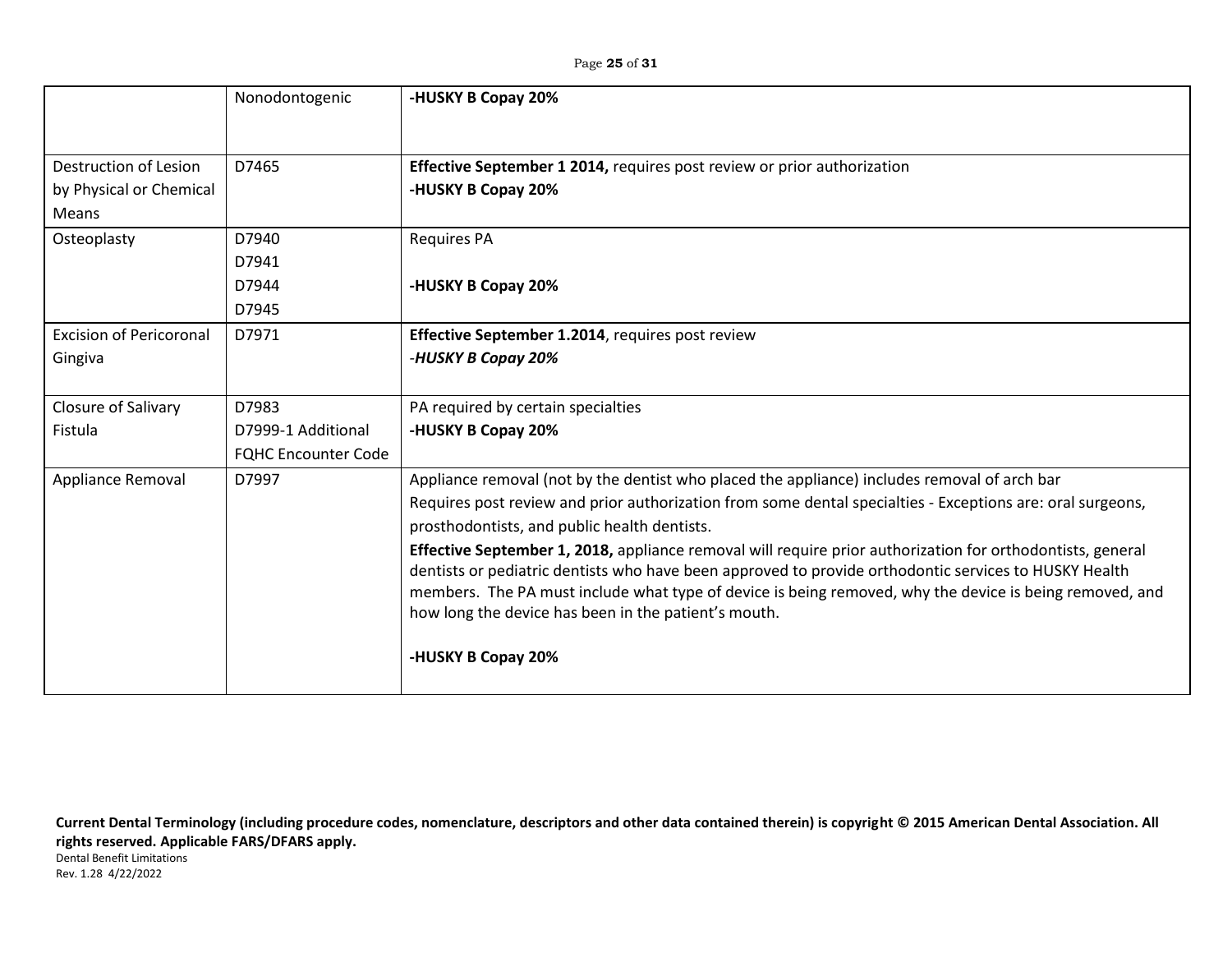| | | |
|---|---|---|
| | Nonodontogenic | **-HUSKY B Copay 20%** |
| Destruction of Lesion by Physical or Chemical Means | D7465 | **Effective September 1 2014,** requires post review or prior authorization<br>**-HUSKY B Copay 20%** |
| Osteoplasty | D7940<br>D7941<br>D7944<br>D7945 | Requires PA<br><br>**-HUSKY B Copay 20%** |
| Excision of Pericoronal Gingiva | D7971 | **Effective September 1.2014**, requires post review<br>-***HUSKY B Copay 20%*** |
| Closure of Salivary Fistula | D7983<br>D7999-1 Additional FQHC Encounter Code | PA required by certain specialties<br>**-HUSKY B Copay 20%** |
| Appliance Removal | D7997 | Appliance removal (not by the dentist who placed the appliance) includes removal of arch bar<br>Requires post review and prior authorization from some dental specialties - Exceptions are: oral surgeons, prosthodontists, and public health dentists.<br>**Effective September 1, 2018,** appliance removal will require prior authorization for orthodontists, general dentists or pediatric dentists who have been approved to provide orthodontic services to HUSKY Health members. The PA must include what type of device is being removed, why the device is being removed, and how long the device has been in the patient's mouth.<br><br>**-HUSKY B Copay 20%** |

**Current Dental Terminology (including procedure codes, nomenclature, descriptors and other data contained therein) is copyright © 2015 American Dental Association. All rights reserved. Applicable FARS/DFARS apply.**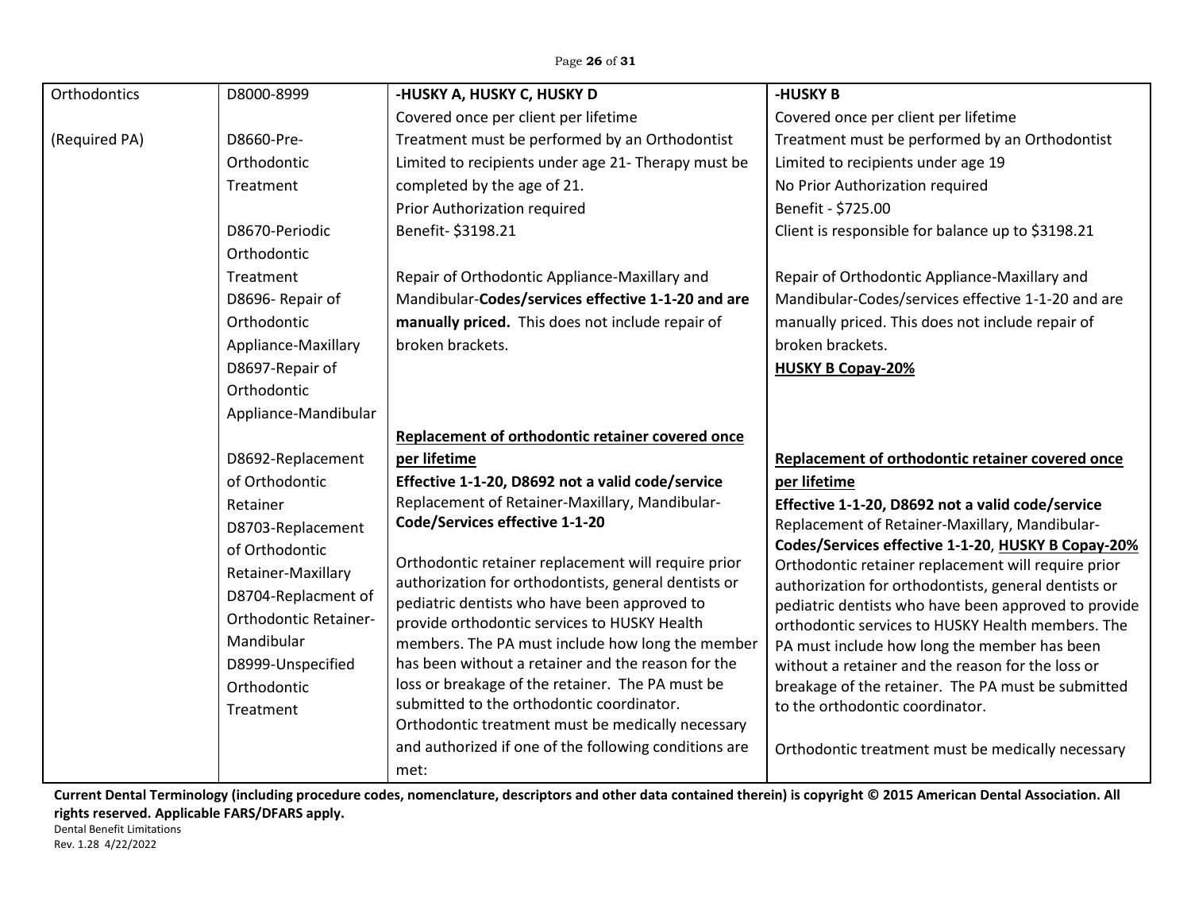| | | | |
|---|---|---|---|
| Orthodontics<br><br>(Required PA) | D8000-8999<br><br>D8660-Pre-Orthodontic Treatment<br><br>D8670-Periodic Orthodontic Treatment<br>D8696- Repair of Orthodontic Appliance-Maxillary<br>D8697-Repair of Orthodontic Appliance-Mandibular<br><br>D8692-Replacement of Orthodontic Retainer<br>D8703-Replacement of Orthodontic Retainer-Maxillary<br>D8704-Replacment of Orthodontic Retainer-Mandibular<br>D8999-Unspecified Orthodontic Treatment | **-HUSKY A, HUSKY C, HUSKY D**<br>Covered once per client per lifetime<br>Treatment must be performed by an Orthodontist<br>Limited to recipients under age 21- Therapy must be completed by the age of 21.<br>Prior Authorization required<br>Benefit- $3198.21<br><br>Repair of Orthodontic Appliance-Maxillary and Mandibular-**Codes/services effective 1-1-20 and are manually priced.** This does not include repair of broken brackets.<br><br>**Replacement of orthodontic retainer covered once per lifetime**<br>**Effective 1-1-20, D8692 not a valid code/service**<br>Replacement of Retainer-Maxillary, Mandibular-**Code/Services effective 1-1-20**<br><br>Orthodontic retainer replacement will require prior authorization for orthodontists, general dentists or pediatric dentists who have been approved to provide orthodontic services to HUSKY Health members. The PA must include how long the member has been without a retainer and the reason for the loss or breakage of the retainer. The PA must be submitted to the orthodontic coordinator.<br>Orthodontic treatment must be medically necessary and authorized if one of the following conditions are met: | **-HUSKY B**<br>Covered once per client per lifetime<br>Treatment must be performed by an Orthodontist<br>Limited to recipients under age 19<br>No Prior Authorization required<br>Benefit - $725.00<br>Client is responsible for balance up to $3198.21<br><br>Repair of Orthodontic Appliance-Maxillary and Mandibular-Codes/services effective 1-1-20 and are manually priced. This does not include repair of broken brackets.<br>**HUSKY B Copay-20%**<br><br>**Replacement of orthodontic retainer covered once per lifetime**<br>**Effective 1-1-20, D8692 not a valid code/service**<br>Replacement of Retainer-Maxillary, Mandibular-**Codes/Services effective 1-1-20**, **HUSKY B Copay-20%**<br>Orthodontic retainer replacement will require prior authorization for orthodontists, general dentists or pediatric dentists who have been approved to provide orthodontic services to HUSKY Health members. The PA must include how long the member has been without a retainer and the reason for the loss or breakage of the retainer. The PA must be submitted to the orthodontic coordinator.<br><br>Orthodontic treatment must be medically necessary |

**Current Dental Terminology (including procedure codes, nomenclature, descriptors and other data contained therein) is copyright © 2015 American Dental Association. All rights reserved. Applicable FARS/DFARS apply.**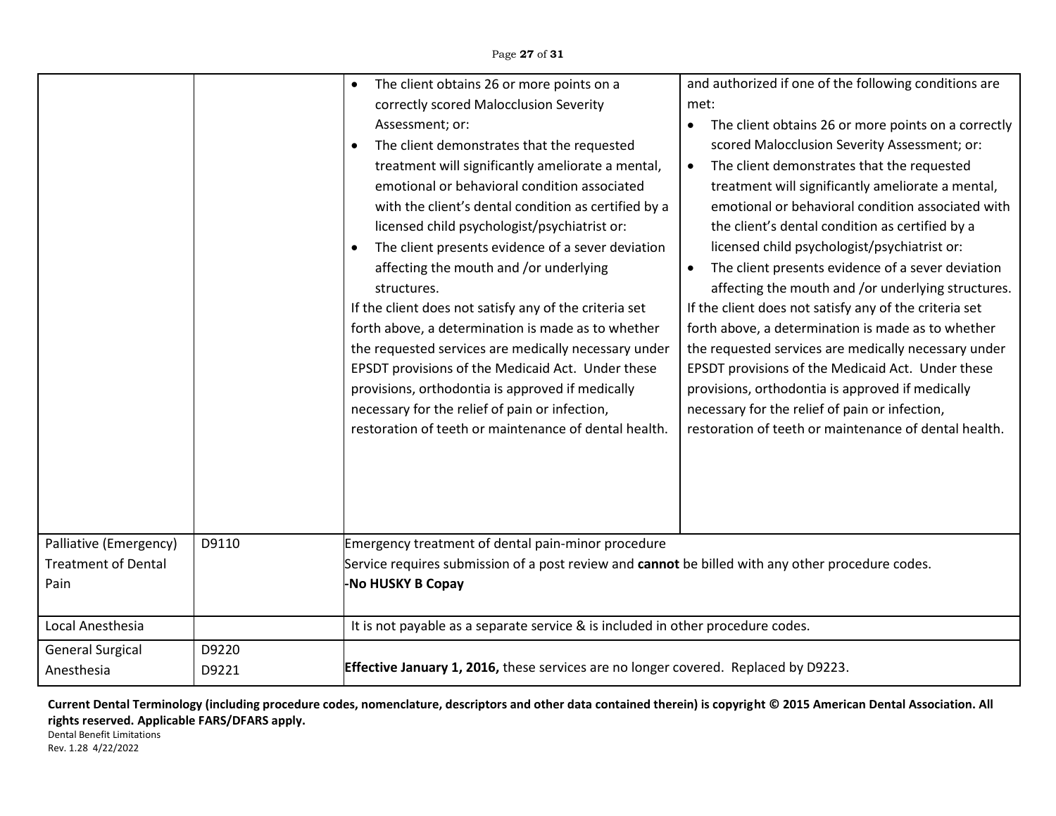| | | | |
|---|---|---|---|
| | | • The client obtains 26 or more points on a correctly scored Malocclusion Severity Assessment; or:<br>• The client demonstrates that the requested treatment will significantly ameliorate a mental, emotional or behavioral condition associated with the client's dental condition as certified by a licensed child psychologist/psychiatrist or:<br>• The client presents evidence of a sever deviation affecting the mouth and /or underlying structures.<br>If the client does not satisfy any of the criteria set forth above, a determination is made as to whether the requested services are medically necessary under EPSDT provisions of the Medicaid Act. Under these provisions, orthodontia is approved if medically necessary for the relief of pain or infection, restoration of teeth or maintenance of dental health. | and authorized if one of the following conditions are met:<br>• The client obtains 26 or more points on a correctly scored Malocclusion Severity Assessment; or:<br>• The client demonstrates that the requested treatment will significantly ameliorate a mental, emotional or behavioral condition associated with the client's dental condition as certified by a licensed child psychologist/psychiatrist or:<br>• The client presents evidence of a sever deviation affecting the mouth and /or underlying structures.<br>If the client does not satisfy any of the criteria set forth above, a determination is made as to whether the requested services are medically necessary under EPSDT provisions of the Medicaid Act. Under these provisions, orthodontia is approved if medically necessary for the relief of pain or infection, restoration of teeth or maintenance of dental health. |
| Palliative (Emergency) Treatment of Dental Pain | D9110 | Emergency treatment of dental pain-minor procedure<br>Service requires submission of a post review and **cannot** be billed with any other procedure codes.<br>**-No HUSKY B Copay** | |
| Local Anesthesia | | It is not payable as a separate service & is included in other procedure codes. | |
| General Surgical Anesthesia | D9220<br>D9221 | **Effective January 1, 2016,** these services are no longer covered. Replaced by D9223. | |

**Current Dental Terminology (including procedure codes, nomenclature, descriptors and other data contained therein) is copyright © 2015 American Dental Association. All rights reserved. Applicable FARS/DFARS apply.**

Dental Benefit Limitations
Rev. 1.28 4/22/2022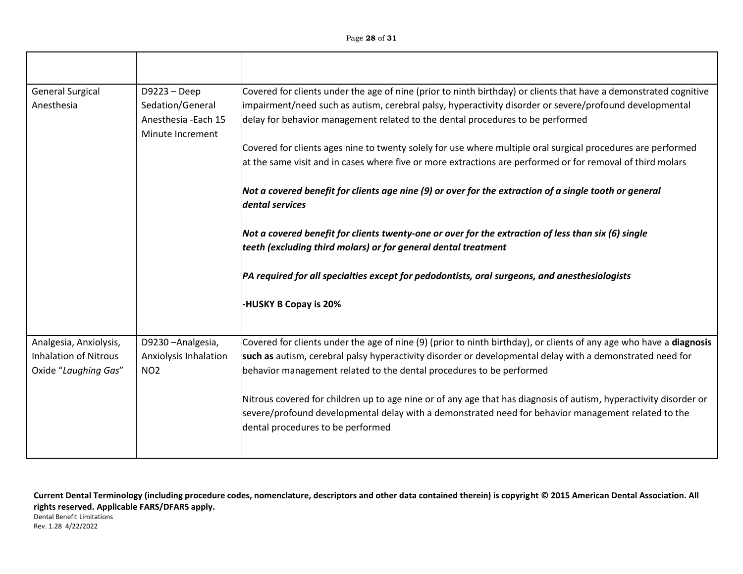| | | |
|---|---|---|
| General Surgical Anesthesia | D9223 – Deep Sedation/General Anesthesia -Each 15 Minute Increment | Covered for clients under the age of nine (prior to ninth birthday) or clients that have a demonstrated cognitive impairment/need such as autism, cerebral palsy, hyperactivity disorder or severe/profound developmental delay for behavior management related to the dental procedures to be performed<br><br>Covered for clients ages nine to twenty solely for use where multiple oral surgical procedures are performed at the same visit and in cases where five or more extractions are performed or for removal of third molars<br><br>***Not a covered benefit for clients age nine (9) or over for the extraction of a single tooth or general dental services***<br><br>***Not a covered benefit for clients twenty-one or over for the extraction of less than six (6) single teeth (excluding third molars) or for general dental treatment***<br><br>***PA required for all specialties except for pedodontists, oral surgeons, and anesthesiologists***<br><br>**-HUSKY B Copay is 20%** |
| Analgesia, Anxiolysis, Inhalation of Nitrous Oxide "*Laughing Gas*" | D9230 –Analgesia, Anxiolysis Inhalation NO2 | Covered for clients under the age of nine (9) (prior to ninth birthday), or clients of any age who have a **diagnosis such as** autism, cerebral palsy hyperactivity disorder or developmental delay with a demonstrated need for behavior management related to the dental procedures to be performed<br><br>Nitrous covered for children up to age nine or of any age that has diagnosis of autism, hyperactivity disorder or severe/profound developmental delay with a demonstrated need for behavior management related to the dental procedures to be performed |

**Current Dental Terminology (including procedure codes, nomenclature, descriptors and other data contained therein) is copyright © 2015 American Dental Association. All rights reserved. Applicable FARS/DFARS apply.**

Dental Benefit Limitations
Rev. 1.28 4/22/2022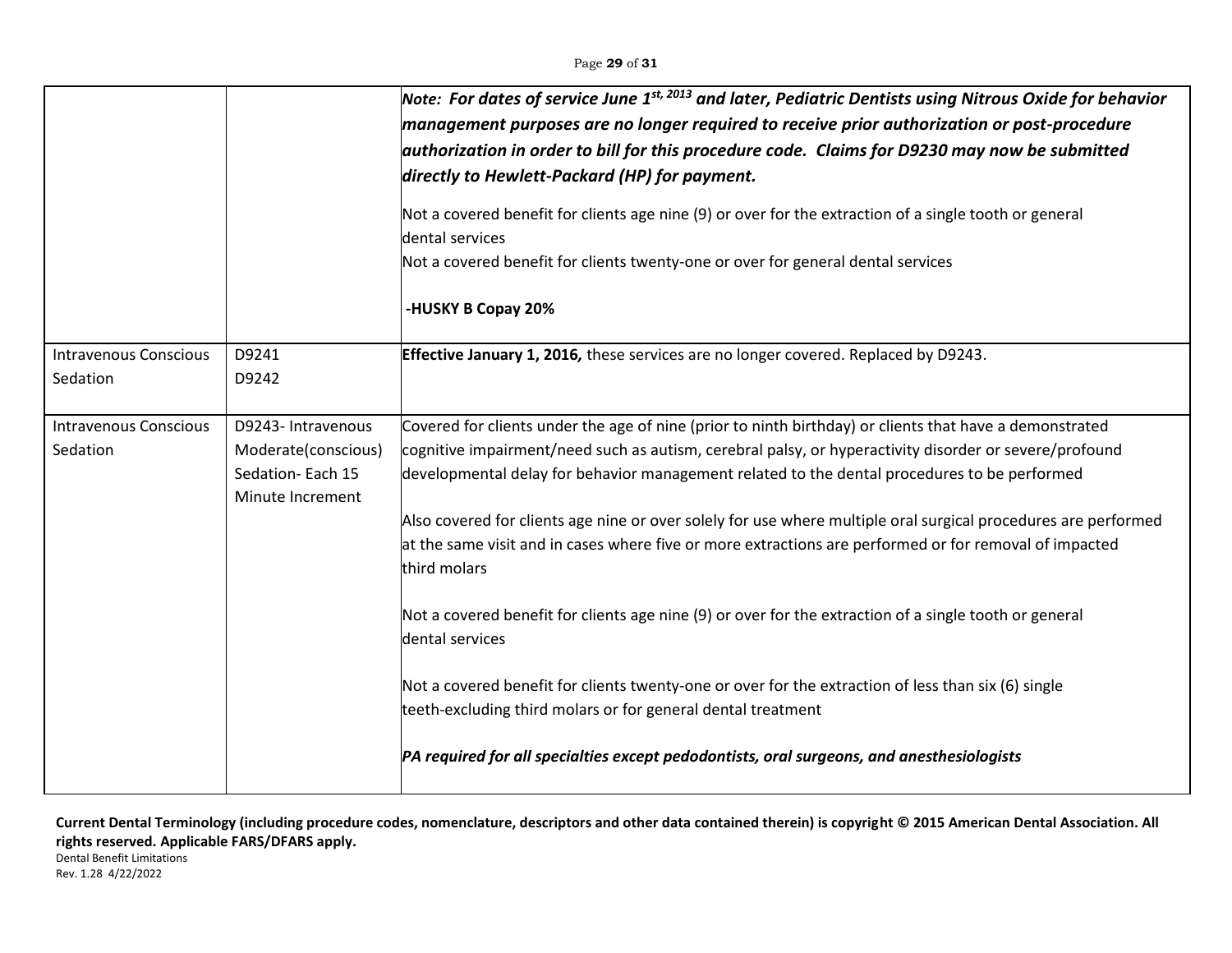| | | |
|---|---|---|
| | | ***Note: For dates of service June 1st, 2013 and later, Pediatric Dentists using Nitrous Oxide for behavior management purposes are no longer required to receive prior authorization or post-procedure authorization in order to bill for this procedure code. Claims for D9230 may now be submitted directly to Hewlett-Packard (HP) for payment.***<br><br>Not a covered benefit for clients age nine (9) or over for the extraction of a single tooth or general dental services<br>Not a covered benefit for clients twenty-one or over for general dental services<br><br>**-HUSKY B Copay 20%** |
| Intravenous Conscious Sedation | D9241<br>D9242 | **Effective January 1, 2016,** these services are no longer covered. Replaced by D9243. |
| Intravenous Conscious Sedation | D9243- Intravenous Moderate(conscious) Sedation- Each 15 Minute Increment | Covered for clients under the age of nine (prior to ninth birthday) or clients that have a demonstrated cognitive impairment/need such as autism, cerebral palsy, or hyperactivity disorder or severe/profound developmental delay for behavior management related to the dental procedures to be performed<br><br>Also covered for clients age nine or over solely for use where multiple oral surgical procedures are performed at the same visit and in cases where five or more extractions are performed or for removal of impacted third molars<br><br>Not a covered benefit for clients age nine (9) or over for the extraction of a single tooth or general dental services<br><br>Not a covered benefit for clients twenty-one or over for the extraction of less than six (6) single teeth-excluding third molars or for general dental treatment<br><br>***PA required for all specialties except pedodontists, oral surgeons, and anesthesiologists*** |

**Current Dental Terminology (including procedure codes, nomenclature, descriptors and other data contained therein) is copyright © 2015 American Dental Association. All rights reserved. Applicable FARS/DFARS apply.**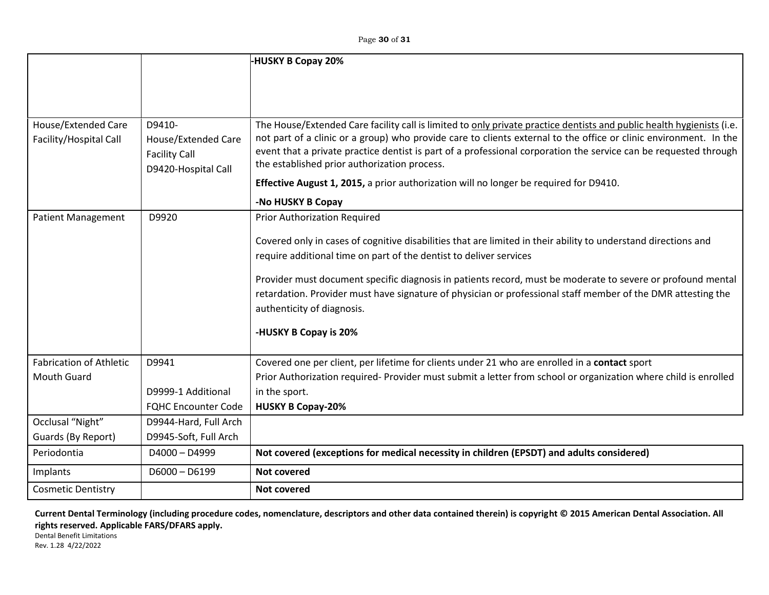| | | |
|---|---|---|
| | | -**HUSKY B Copay 20%** |
| House/Extended Care Facility/Hospital Call | D9410-House/Extended Care Facility Call<br>D9420-Hospital Call | The House/Extended Care facility call is limited to <u>only private practice dentists and public health hygienists</u> (i.e. not part of a clinic or a group) who provide care to clients external to the office or clinic environment. In the event that a private practice dentist is part of a professional corporation the service can be requested through the established prior authorization process.<br>**Effective August 1, 2015,** a prior authorization will no longer be required for D9410.<br>**-No HUSKY B Copay** |
| Patient Management | D9920 | Prior Authorization Required<br>Covered only in cases of cognitive disabilities that are limited in their ability to understand directions and require additional time on part of the dentist to deliver services<br>Provider must document specific diagnosis in patients record, must be moderate to severe or profound mental retardation. Provider must have signature of physician or professional staff member of the DMR attesting the authenticity of diagnosis.<br>**-HUSKY B Copay is 20%** |
| Fabrication of Athletic Mouth Guard | D9941<br>D9999-1 Additional FQHC Encounter Code | Covered one per client, per lifetime for clients under 21 who are enrolled in a **contact** sport<br>Prior Authorization required- Provider must submit a letter from school or organization where child is enrolled in the sport.<br>**HUSKY B Copay-20%** |
| Occlusal "Night" Guards (By Report) | D9944-Hard, Full Arch<br>D9945-Soft, Full Arch | |
| Periodontia | D4000 – D4999 | **Not covered (exceptions for medical necessity in children (EPSDT) and adults considered)** |
| Implants | D6000 – D6199 | **Not covered** |
| Cosmetic Dentistry | | **Not covered** |

**Current Dental Terminology (including procedure codes, nomenclature, descriptors and other data contained therein) is copyright © 2015 American Dental Association. All rights reserved. Applicable FARS/DFARS apply.**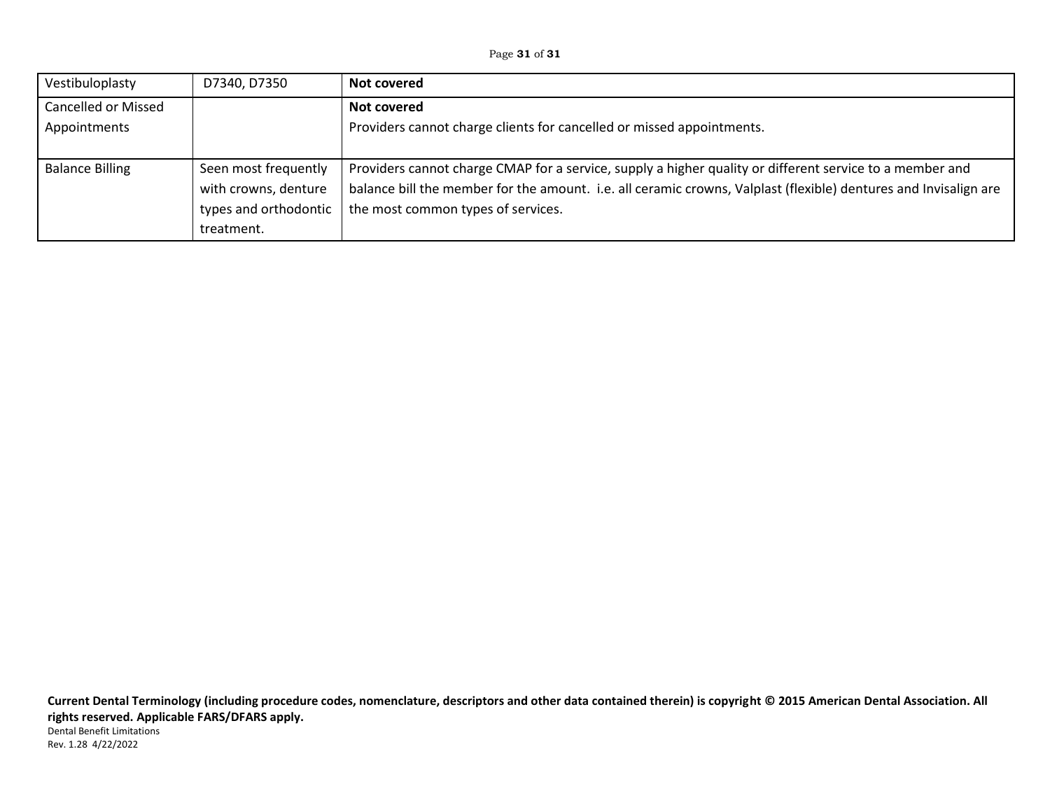| | | |
|---|---|---|
| Vestibuloplasty | D7340, D7350 | **Not covered** |
| Cancelled or Missed Appointments | | **Not covered**<br>Providers cannot charge clients for cancelled or missed appointments. |
| Balance Billing | Seen most frequently with crowns, denture types and orthodontic treatment. | Providers cannot charge CMAP for a service, supply a higher quality or different service to a member and balance bill the member for the amount. i.e. all ceramic crowns, Valplast (flexible) dentures and Invisalign are the most common types of services. |

**Current Dental Terminology (including procedure codes, nomenclature, descriptors and other data contained therein) is copyright © 2015 American Dental Association. All rights reserved. Applicable FARS/DFARS apply.**

Dental Benefit Limitations
Rev. 1.28 4/22/2022